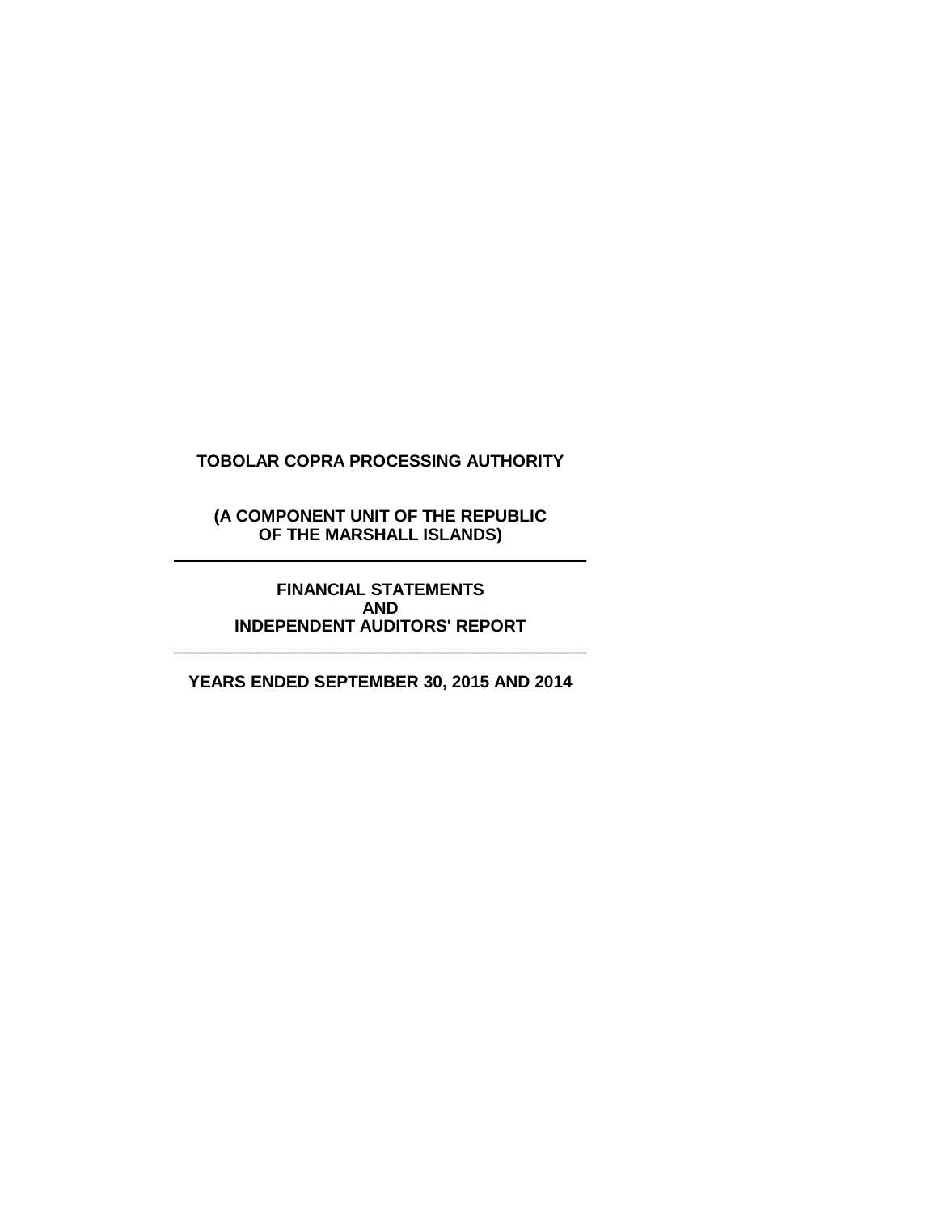# TOBOLAR COPRA PROCESSING AUTHORITY

**(A COMPONENT UNIT OF THE REPUBLIC OF THE MARSHALL ISLANDS)**

---

**FINANCIAL STATEMENTS AND INDEPENDENT AUDITORS' REPORT**

---

**YEARS ENDED SEPTEMBER 30, 2015 AND 2014**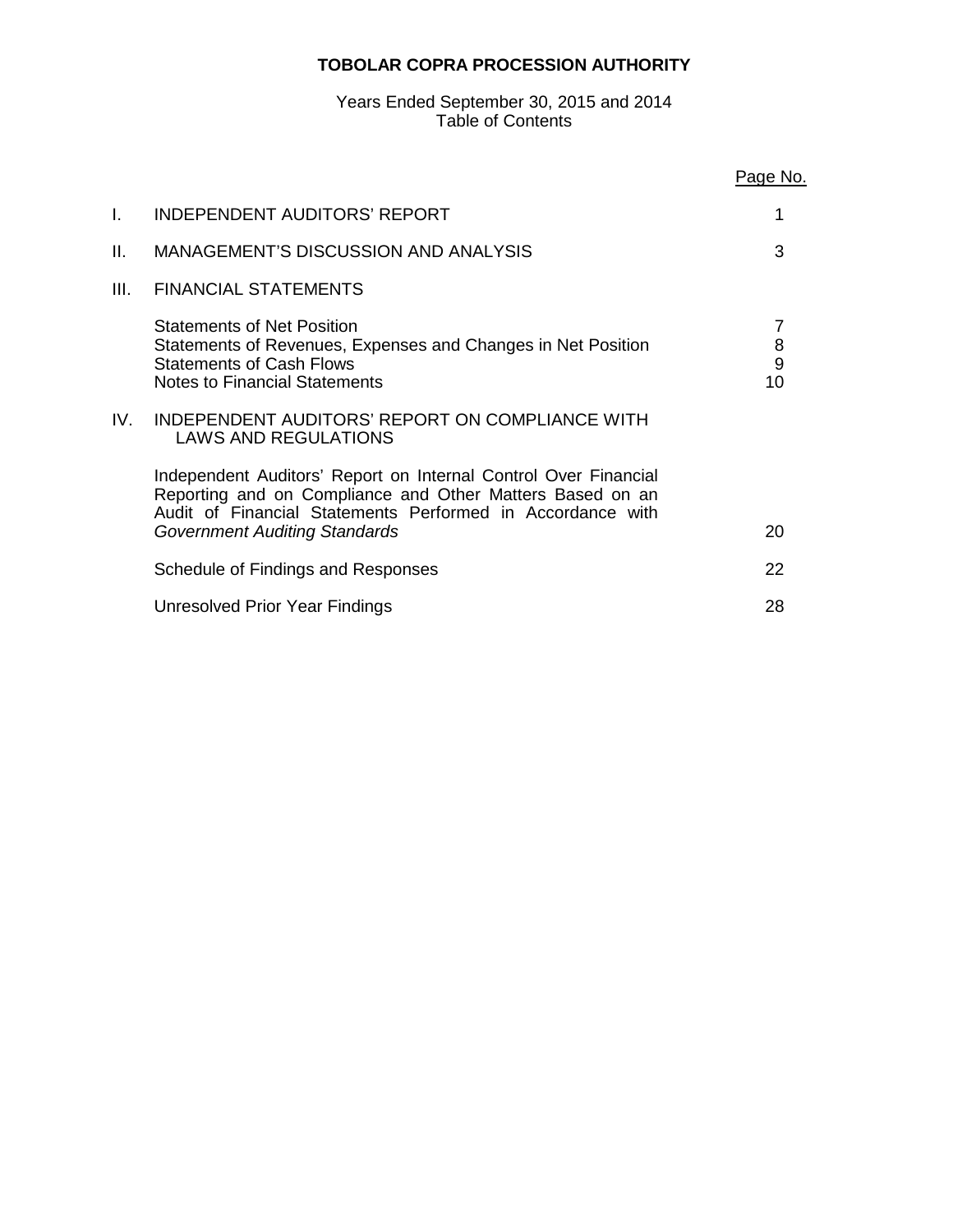# TOBOLAR COPRA PROCESSION AUTHORITY

Years Ended September 30, 2015 and 2014
Table of Contents

| | | Page No. |
|---|---|---|
| I. | INDEPENDENT AUDITORS' REPORT | 1 |
| II. | MANAGEMENT'S DISCUSSION AND ANALYSIS | 3 |
| III. | FINANCIAL STATEMENTS | |
| | Statements of Net Position | 7 |
| | Statements of Revenues, Expenses and Changes in Net Position | 8 |
| | Statements of Cash Flows | 9 |
| | Notes to Financial Statements | 10 |
| IV. | INDEPENDENT AUDITORS' REPORT ON COMPLIANCE WITH LAWS AND REGULATIONS | |
| | Independent Auditors' Report on Internal Control Over Financial Reporting and on Compliance and Other Matters Based on an Audit of Financial Statements Performed in Accordance with *Government Auditing Standards* | 20 |
| | Schedule of Findings and Responses | 22 |
| | Unresolved Prior Year Findings | 28 |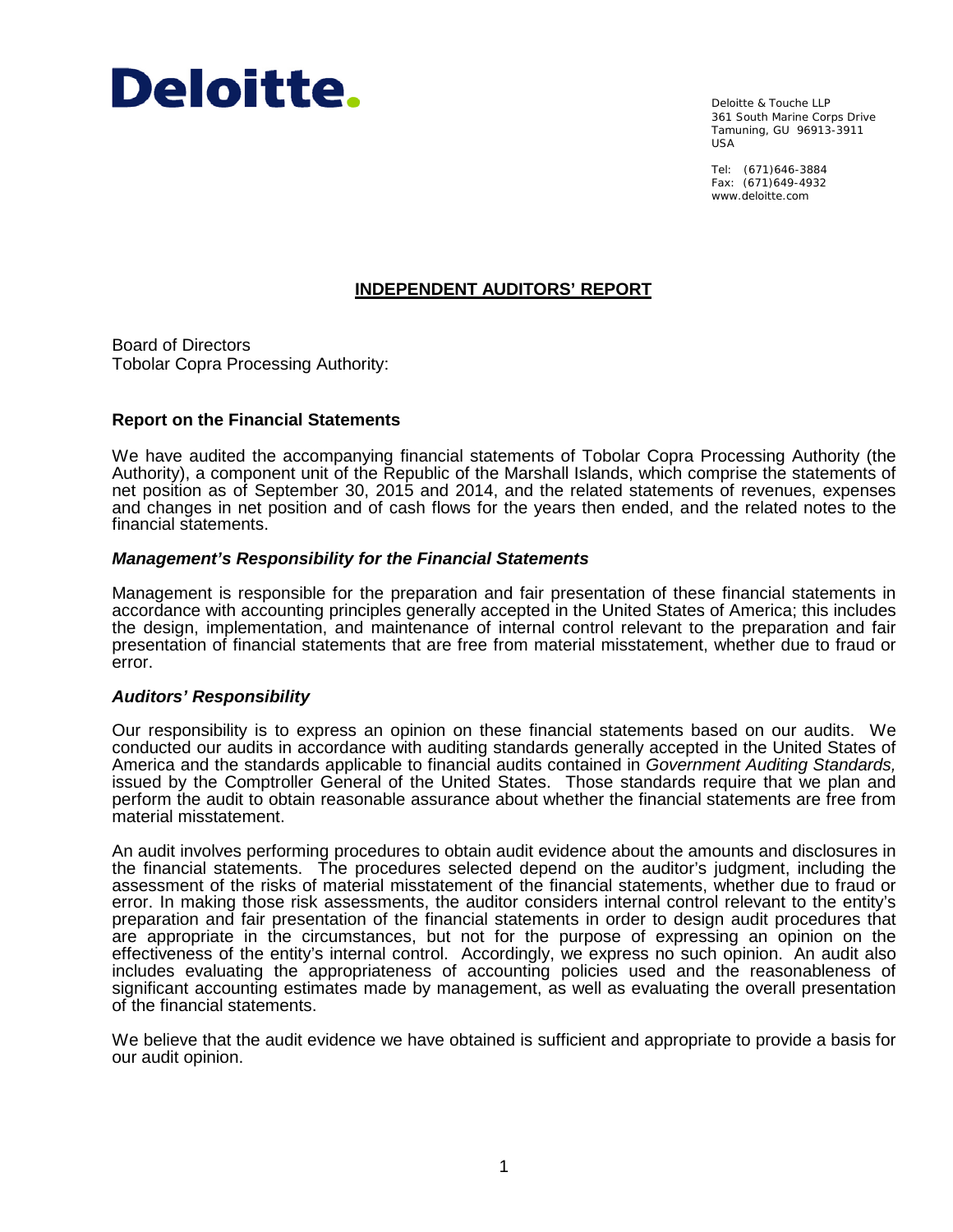Deloitte.

Deloitte & Touche LLP
361 South Marine Corps Drive
Tamuning, GU 96913-3911
USA

Tel: (671)646-3884
Fax: (671)649-4932
www.deloitte.com

## INDEPENDENT AUDITORS' REPORT

Board of Directors
Tobolar Copra Processing Authority:

### Report on the Financial Statements

We have audited the accompanying financial statements of Tobolar Copra Processing Authority (the Authority), a component unit of the Republic of the Marshall Islands, which comprise the statements of net position as of September 30, 2015 and 2014, and the related statements of revenues, expenses and changes in net position and of cash flows for the years then ended, and the related notes to the financial statements.

### *Management's Responsibility for the Financial Statements*

Management is responsible for the preparation and fair presentation of these financial statements in accordance with accounting principles generally accepted in the United States of America; this includes the design, implementation, and maintenance of internal control relevant to the preparation and fair presentation of financial statements that are free from material misstatement, whether due to fraud or error.

### *Auditors' Responsibility*

Our responsibility is to express an opinion on these financial statements based on our audits. We conducted our audits in accordance with auditing standards generally accepted in the United States of America and the standards applicable to financial audits contained in *Government Auditing Standards,* issued by the Comptroller General of the United States. Those standards require that we plan and perform the audit to obtain reasonable assurance about whether the financial statements are free from material misstatement.

An audit involves performing procedures to obtain audit evidence about the amounts and disclosures in the financial statements. The procedures selected depend on the auditor's judgment, including the assessment of the risks of material misstatement of the financial statements, whether due to fraud or error. In making those risk assessments, the auditor considers internal control relevant to the entity's preparation and fair presentation of the financial statements in order to design audit procedures that are appropriate in the circumstances, but not for the purpose of expressing an opinion on the effectiveness of the entity's internal control. Accordingly, we express no such opinion. An audit also includes evaluating the appropriateness of accounting policies used and the reasonableness of significant accounting estimates made by management, as well as evaluating the overall presentation of the financial statements.

We believe that the audit evidence we have obtained is sufficient and appropriate to provide a basis for our audit opinion.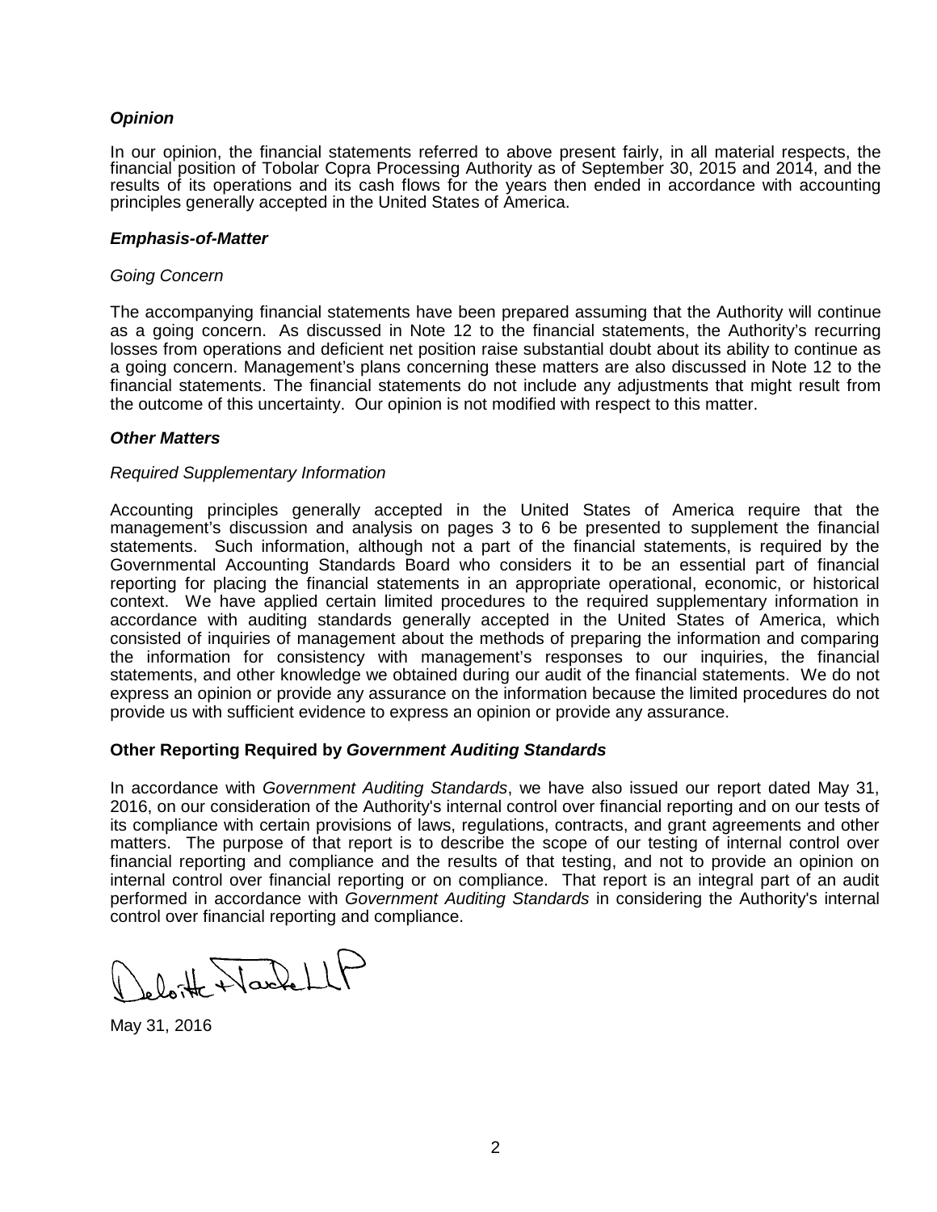### *Opinion*

In our opinion, the financial statements referred to above present fairly, in all material respects, the financial position of Tobolar Copra Processing Authority as of September 30, 2015 and 2014, and the results of its operations and its cash flows for the years then ended in accordance with accounting principles generally accepted in the United States of America.

### *Emphasis-of-Matter*

*Going Concern*

The accompanying financial statements have been prepared assuming that the Authority will continue as a going concern. As discussed in Note 12 to the financial statements, the Authority's recurring losses from operations and deficient net position raise substantial doubt about its ability to continue as a going concern. Management's plans concerning these matters are also discussed in Note 12 to the financial statements. The financial statements do not include any adjustments that might result from the outcome of this uncertainty. Our opinion is not modified with respect to this matter.

### *Other Matters*

*Required Supplementary Information*

Accounting principles generally accepted in the United States of America require that the management's discussion and analysis on pages 3 to 6 be presented to supplement the financial statements. Such information, although not a part of the financial statements, is required by the Governmental Accounting Standards Board who considers it to be an essential part of financial reporting for placing the financial statements in an appropriate operational, economic, or historical context. We have applied certain limited procedures to the required supplementary information in accordance with auditing standards generally accepted in the United States of America, which consisted of inquiries of management about the methods of preparing the information and comparing the information for consistency with management's responses to our inquiries, the financial statements, and other knowledge we obtained during our audit of the financial statements. We do not express an opinion or provide any assurance on the information because the limited procedures do not provide us with sufficient evidence to express an opinion or provide any assurance.

### Other Reporting Required by *Government Auditing Standards*

In accordance with *Government Auditing Standards*, we have also issued our report dated May 31, 2016, on our consideration of the Authority's internal control over financial reporting and on our tests of its compliance with certain provisions of laws, regulations, contracts, and grant agreements and other matters. The purpose of that report is to describe the scope of our testing of internal control over financial reporting and compliance and the results of that testing, and not to provide an opinion on internal control over financial reporting or on compliance. That report is an integral part of an audit performed in accordance with *Government Auditing Standards* in considering the Authority's internal control over financial reporting and compliance.

Deloitte & Touche LLP

May 31, 2016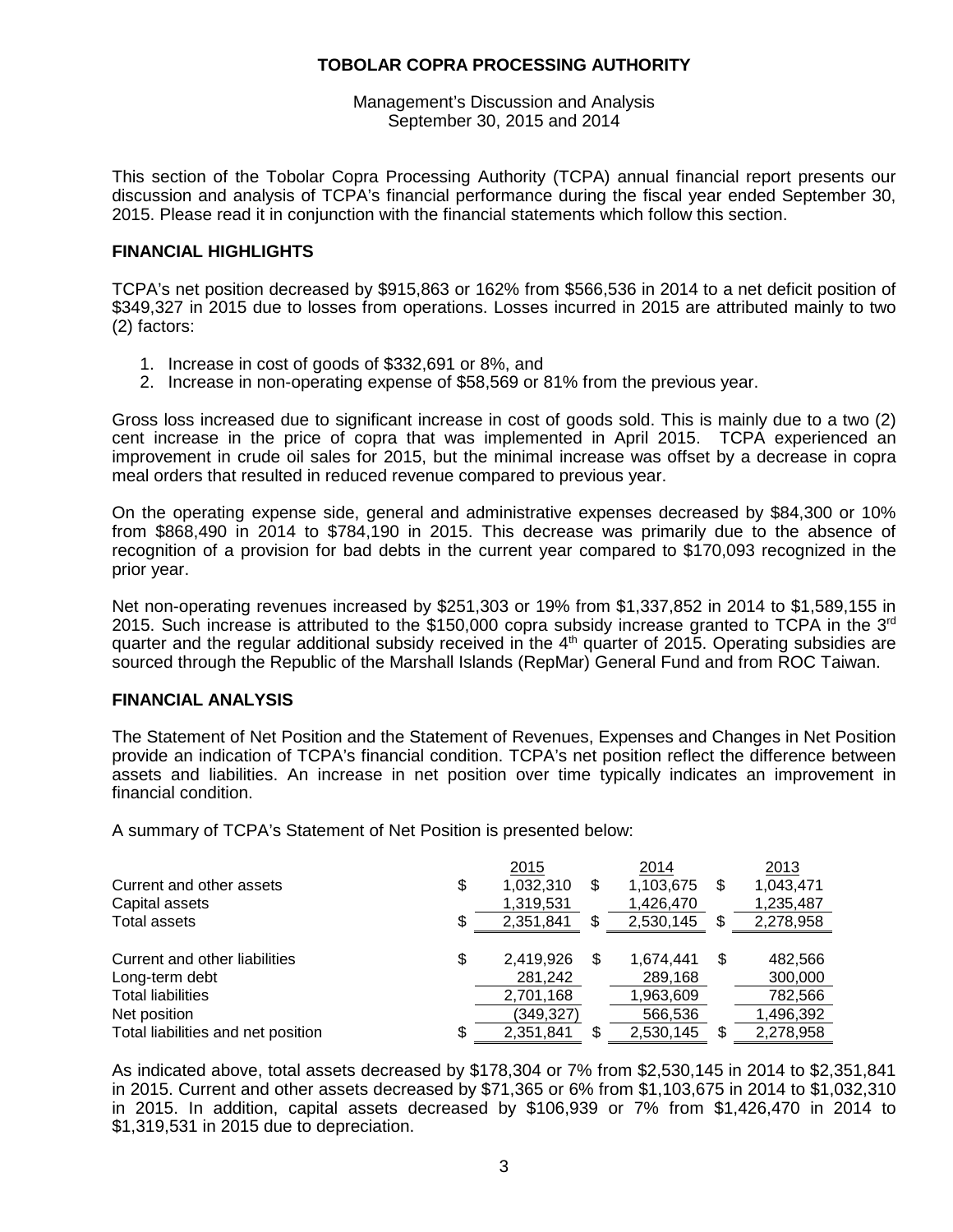# TOBOLAR COPRA PROCESSING AUTHORITY

Management's Discussion and Analysis
September 30, 2015 and 2014

This section of the Tobolar Copra Processing Authority (TCPA) annual financial report presents our discussion and analysis of TCPA's financial performance during the fiscal year ended September 30, 2015. Please read it in conjunction with the financial statements which follow this section.

## FINANCIAL HIGHLIGHTS

TCPA's net position decreased by $915,863 or 162% from $566,536 in 2014 to a net deficit position of $349,327 in 2015 due to losses from operations. Losses incurred in 2015 are attributed mainly to two (2) factors:

1. Increase in cost of goods of $332,691 or 8%, and
2. Increase in non-operating expense of $58,569 or 81% from the previous year.

Gross loss increased due to significant increase in cost of goods sold. This is mainly due to a two (2) cent increase in the price of copra that was implemented in April 2015. TCPA experienced an improvement in crude oil sales for 2015, but the minimal increase was offset by a decrease in copra meal orders that resulted in reduced revenue compared to previous year.

On the operating expense side, general and administrative expenses decreased by $84,300 or 10% from $868,490 in 2014 to $784,190 in 2015. This decrease was primarily due to the absence of recognition of a provision for bad debts in the current year compared to $170,093 recognized in the prior year.

Net non-operating revenues increased by $251,303 or 19% from $1,337,852 in 2014 to $1,589,155 in 2015. Such increase is attributed to the $150,000 copra subsidy increase granted to TCPA in the 3rd quarter and the regular additional subsidy received in the 4th quarter of 2015. Operating subsidies are sourced through the Republic of the Marshall Islands (RepMar) General Fund and from ROC Taiwan.

## FINANCIAL ANALYSIS

The Statement of Net Position and the Statement of Revenues, Expenses and Changes in Net Position provide an indication of TCPA's financial condition. TCPA's net position reflect the difference between assets and liabilities. An increase in net position over time typically indicates an improvement in financial condition.

A summary of TCPA's Statement of Net Position is presented below:

| | 2015 | 2014 | 2013 |
|---|---|---|---|
| Current and other assets | $ 1,032,310 | $ 1,103,675 | $ 1,043,471 |
| Capital assets | 1,319,531 | 1,426,470 | 1,235,487 |
| Total assets | $ 2,351,841 | $ 2,530,145 | $ 2,278,958 |
| | | | |
| Current and other liabilities | $ 2,419,926 | $ 1,674,441 | $ 482,566 |
| Long-term debt | 281,242 | 289,168 | 300,000 |
| Total liabilities | 2,701,168 | 1,963,609 | 782,566 |
| Net position | (349,327) | 566,536 | 1,496,392 |
| Total liabilities and net position | $ 2,351,841 | $ 2,530,145 | $ 2,278,958 |

As indicated above, total assets decreased by $178,304 or 7% from $2,530,145 in 2014 to $2,351,841 in 2015. Current and other assets decreased by $71,365 or 6% from $1,103,675 in 2014 to $1,032,310 in 2015. In addition, capital assets decreased by $106,939 or 7% from $1,426,470 in 2014 to $1,319,531 in 2015 due to depreciation.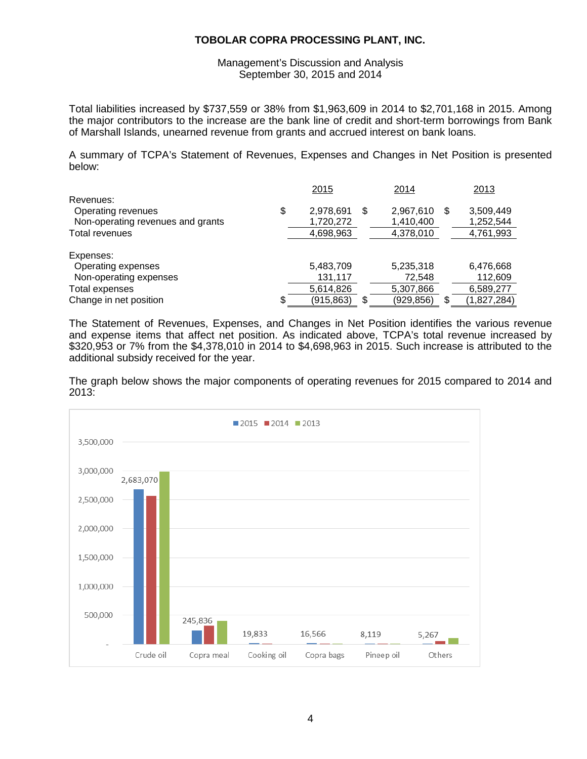Total liabilities increased by $737,559 or 38% from $1,963,609 in 2014 to $2,701,168 in 2015. Among the major contributors to the increase are the bank line of credit and short-term borrowings from Bank of Marshall Islands, unearned revenue from grants and accrued interest on bank loans.

A summary of TCPA's Statement of Revenues, Expenses and Changes in Net Position is presented below:

| | 2015 | 2014 | 2013 |
|---|---|---|---|
| Revenues: | | | |
| Operating revenues | $ 2,978,691 | $ 2,967,610 | $ 3,509,449 |
| Non-operating revenues and grants | 1,720,272 | 1,410,400 | 1,252,544 |
| Total revenues | 4,698,963 | 4,378,010 | 4,761,993 |
| Expenses: | | | |
| Operating expenses | 5,483,709 | 5,235,318 | 6,476,668 |
| Non-operating expenses | 131,117 | 72,548 | 112,609 |
| Total expenses | 5,614,826 | 5,307,866 | 6,589,277 |
| Change in net position | $ (915,863) | $ (929,856) | $ (1,827,284) |

The Statement of Revenues, Expenses, and Changes in Net Position identifies the various revenue and expense items that affect net position. As indicated above, TCPA's total revenue increased by $320,953 or 7% from the $4,378,010 in 2014 to $4,698,963 in 2015. Such increase is attributed to the additional subsidy received for the year.

The graph below shows the major components of operating revenues for 2015 compared to 2014 and 2013: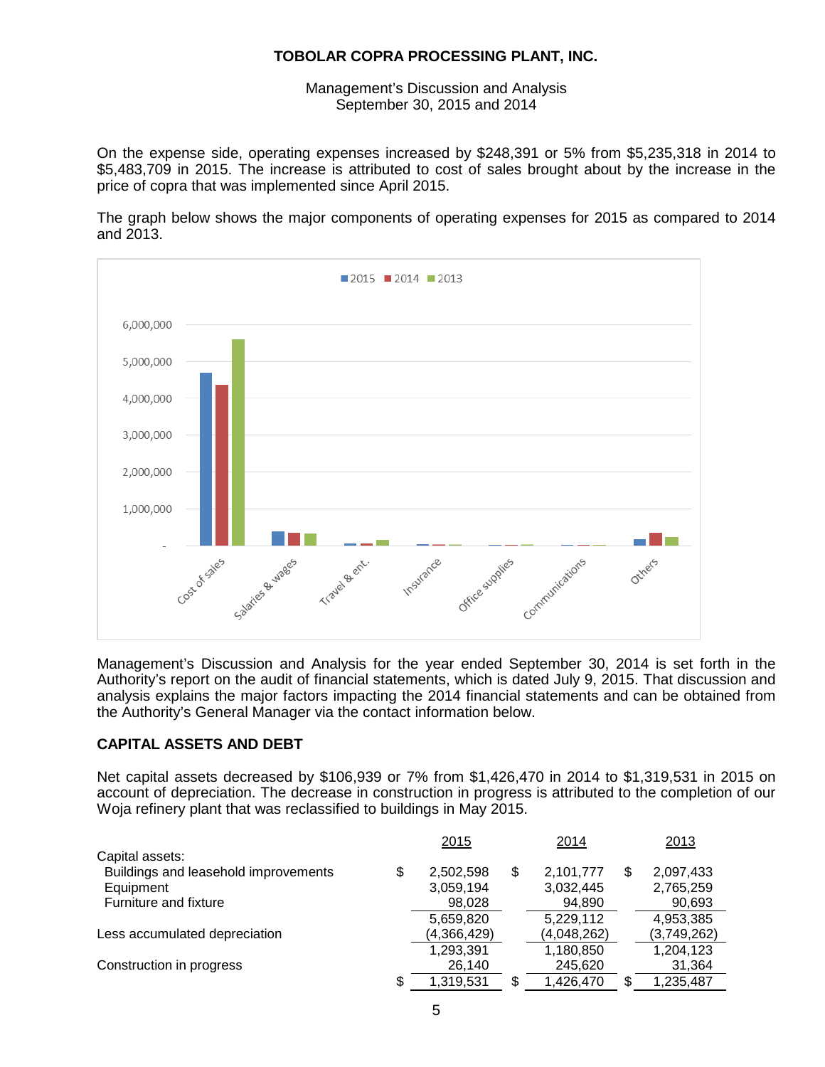On the expense side, operating expenses increased by $248,391 or 5% from $5,235,318 in 2014 to $5,483,709 in 2015. The increase is attributed to cost of sales brought about by the increase in the price of copra that was implemented since April 2015.

The graph below shows the major components of operating expenses for 2015 as compared to 2014 and 2013.

Management's Discussion and Analysis for the year ended September 30, 2014 is set forth in the Authority's report on the audit of financial statements, which is dated July 9, 2015. That discussion and analysis explains the major factors impacting the 2014 financial statements and can be obtained from the Authority's General Manager via the contact information below.

## CAPITAL ASSETS AND DEBT

Net capital assets decreased by $106,939 or 7% from $1,426,470 in 2014 to $1,319,531 in 2015 on account of depreciation. The decrease in construction in progress is attributed to the completion of our Woja refinery plant that was reclassified to buildings in May 2015.

| | 2015 | 2014 | 2013 |
|---|---|---|---|
| Capital assets: | | | |
| Buildings and leasehold improvements | $ 2,502,598 | $ 2,101,777 | $ 2,097,433 |
| Equipment | 3,059,194 | 3,032,445 | 2,765,259 |
| Furniture and fixture | 98,028 | 94,890 | 90,693 |
| | 5,659,820 | 5,229,112 | 4,953,385 |
| Less accumulated depreciation | (4,366,429) | (4,048,262) | (3,749,262) |
| | 1,293,391 | 1,180,850 | 1,204,123 |
| Construction in progress | 26,140 | 245,620 | 31,364 |
| | $ 1,319,531 | $ 1,426,470 | $ 1,235,487 |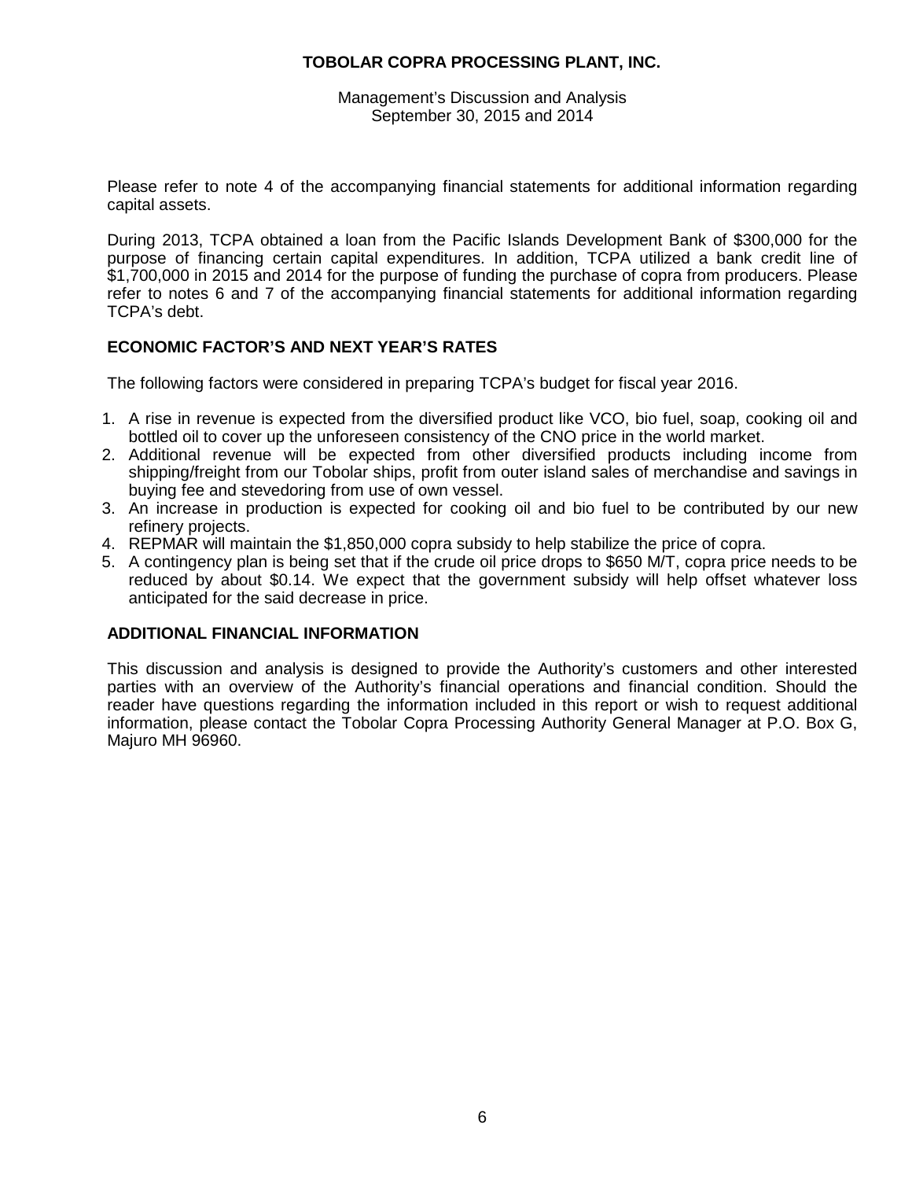Please refer to note 4 of the accompanying financial statements for additional information regarding capital assets.

During 2013, TCPA obtained a loan from the Pacific Islands Development Bank of $300,000 for the purpose of financing certain capital expenditures. In addition, TCPA utilized a bank credit line of $1,700,000 in 2015 and 2014 for the purpose of funding the purchase of copra from producers. Please refer to notes 6 and 7 of the accompanying financial statements for additional information regarding TCPA's debt.

## ECONOMIC FACTOR'S AND NEXT YEAR'S RATES

The following factors were considered in preparing TCPA's budget for fiscal year 2016.

1. A rise in revenue is expected from the diversified product like VCO, bio fuel, soap, cooking oil and bottled oil to cover up the unforeseen consistency of the CNO price in the world market.
2. Additional revenue will be expected from other diversified products including income from shipping/freight from our Tobolar ships, profit from outer island sales of merchandise and savings in buying fee and stevedoring from use of own vessel.
3. An increase in production is expected for cooking oil and bio fuel to be contributed by our new refinery projects.
4. REPMAR will maintain the $1,850,000 copra subsidy to help stabilize the price of copra.
5. A contingency plan is being set that if the crude oil price drops to $650 M/T, copra price needs to be reduced by about $0.14. We expect that the government subsidy will help offset whatever loss anticipated for the said decrease in price.

## ADDITIONAL FINANCIAL INFORMATION

This discussion and analysis is designed to provide the Authority's customers and other interested parties with an overview of the Authority's financial operations and financial condition. Should the reader have questions regarding the information included in this report or wish to request additional information, please contact the Tobolar Copra Processing Authority General Manager at P.O. Box G, Majuro MH 96960.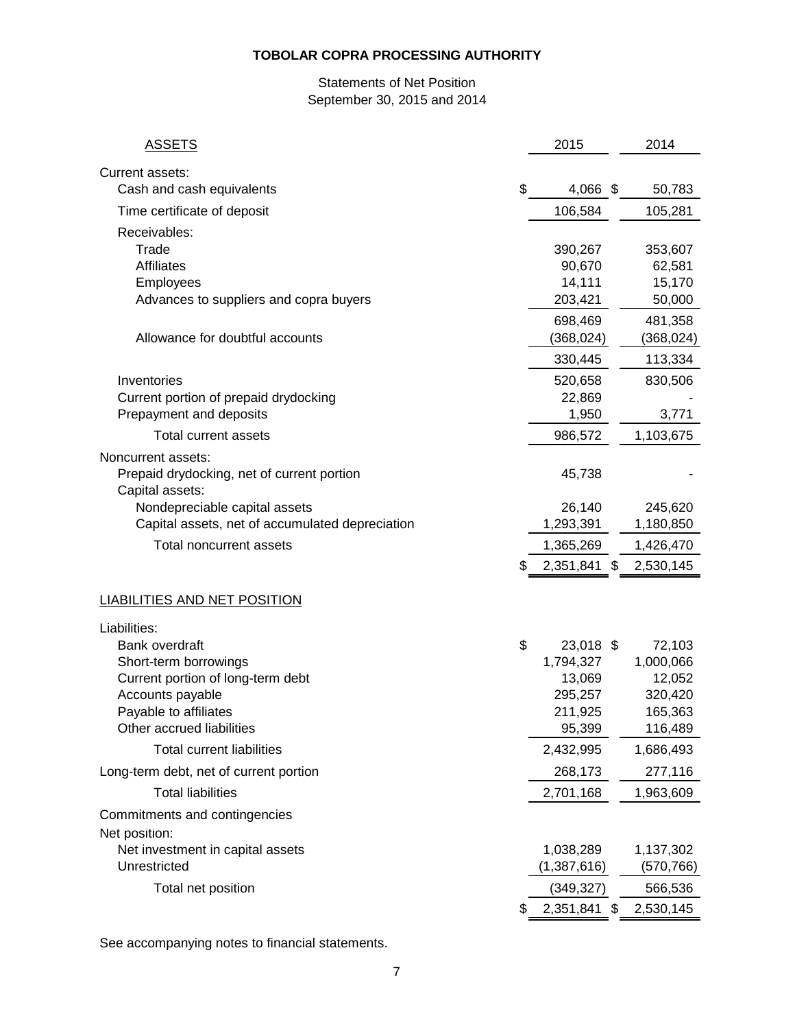**TOBOLAR COPRA PROCESSING AUTHORITY**

Statements of Net Position
September 30, 2015 and 2014

| ASSETS | 2015 | 2014 |
|---|---|---|
| Current assets: | | |
| Cash and cash equivalents | $ 4,066 | $ 50,783 |
| Time certificate of deposit | 106,584 | 105,281 |
| Receivables: | | |
| Trade | 390,267 | 353,607 |
| Affiliates | 90,670 | 62,581 |
| Employees | 14,111 | 15,170 |
| Advances to suppliers and copra buyers | 203,421 | 50,000 |
| | 698,469 | 481,358 |
| Allowance for doubtful accounts | (368,024) | (368,024) |
| | 330,445 | 113,334 |
| Inventories | 520,658 | 830,506 |
| Current portion of prepaid drydocking | 22,869 | - |
| Prepayment and deposits | 1,950 | 3,771 |
| Total current assets | 986,572 | 1,103,675 |
| Noncurrent assets: | | |
| Prepaid drydocking, net of current portion | 45,738 | - |
| Capital assets: | | |
| Nondepreciable capital assets | 26,140 | 245,620 |
| Capital assets, net of accumulated depreciation | 1,293,391 | 1,180,850 |
| Total noncurrent assets | 1,365,269 | 1,426,470 |
| | $ 2,351,841 | $ 2,530,145 |

| LIABILITIES AND NET POSITION | 2015 | 2014 |
|---|---|---|
| Liabilities: | | |
| Bank overdraft | $ 23,018 | $ 72,103 |
| Short-term borrowings | 1,794,327 | 1,000,066 |
| Current portion of long-term debt | 13,069 | 12,052 |
| Accounts payable | 295,257 | 320,420 |
| Payable to affiliates | 211,925 | 165,363 |
| Other accrued liabilities | 95,399 | 116,489 |
| Total current liabilities | 2,432,995 | 1,686,493 |
| Long-term debt, net of current portion | 268,173 | 277,116 |
| Total liabilities | 2,701,168 | 1,963,609 |
| Commitments and contingencies | | |
| Net position: | | |
| Net investment in capital assets | 1,038,289 | 1,137,302 |
| Unrestricted | (1,387,616) | (570,766) |
| Total net position | (349,327) | 566,536 |
| | $ 2,351,841 | $ 2,530,145 |

See accompanying notes to financial statements.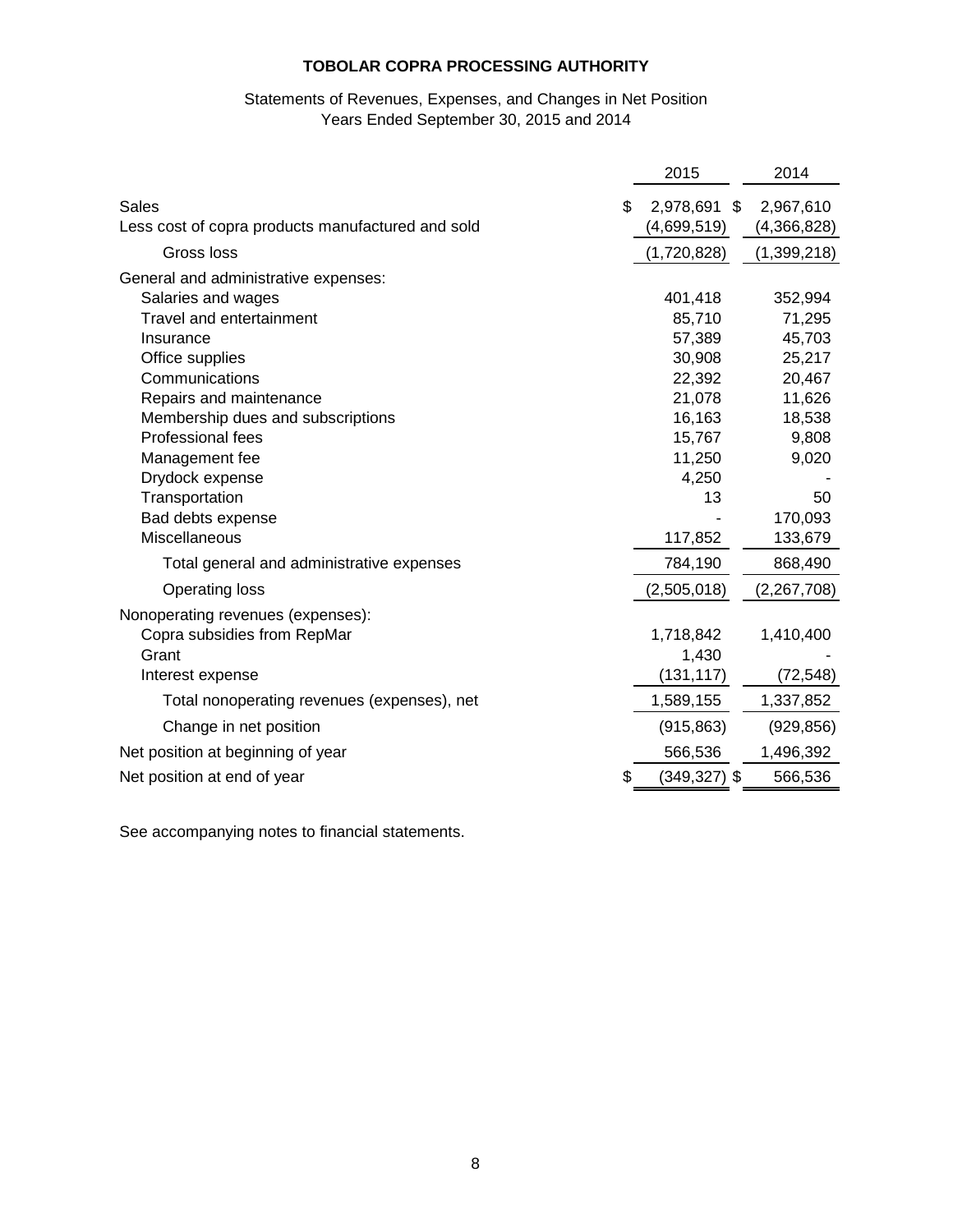**TOBOLAR COPRA PROCESSING AUTHORITY**

Statements of Revenues, Expenses, and Changes in Net Position
Years Ended September 30, 2015 and 2014

| | 2015 | 2014 |
|---|---|---|
| Sales | $ 2,978,691 | $ 2,967,610 |
| Less cost of copra products manufactured and sold | (4,699,519) | (4,366,828) |
| Gross loss | (1,720,828) | (1,399,218) |
| General and administrative expenses: | | |
| Salaries and wages | 401,418 | 352,994 |
| Travel and entertainment | 85,710 | 71,295 |
| Insurance | 57,389 | 45,703 |
| Office supplies | 30,908 | 25,217 |
| Communications | 22,392 | 20,467 |
| Repairs and maintenance | 21,078 | 11,626 |
| Membership dues and subscriptions | 16,163 | 18,538 |
| Professional fees | 15,767 | 9,808 |
| Management fee | 11,250 | 9,020 |
| Drydock expense | 4,250 | - |
| Transportation | 13 | 50 |
| Bad debts expense | - | 170,093 |
| Miscellaneous | 117,852 | 133,679 |
| Total general and administrative expenses | 784,190 | 868,490 |
| Operating loss | (2,505,018) | (2,267,708) |
| Nonoperating revenues (expenses): | | |
| Copra subsidies from RepMar | 1,718,842 | 1,410,400 |
| Grant | 1,430 | - |
| Interest expense | (131,117) | (72,548) |
| Total nonoperating revenues (expenses), net | 1,589,155 | 1,337,852 |
| Change in net position | (915,863) | (929,856) |
| Net position at beginning of year | 566,536 | 1,496,392 |
| Net position at end of year | $ (349,327) | $ 566,536 |

See accompanying notes to financial statements.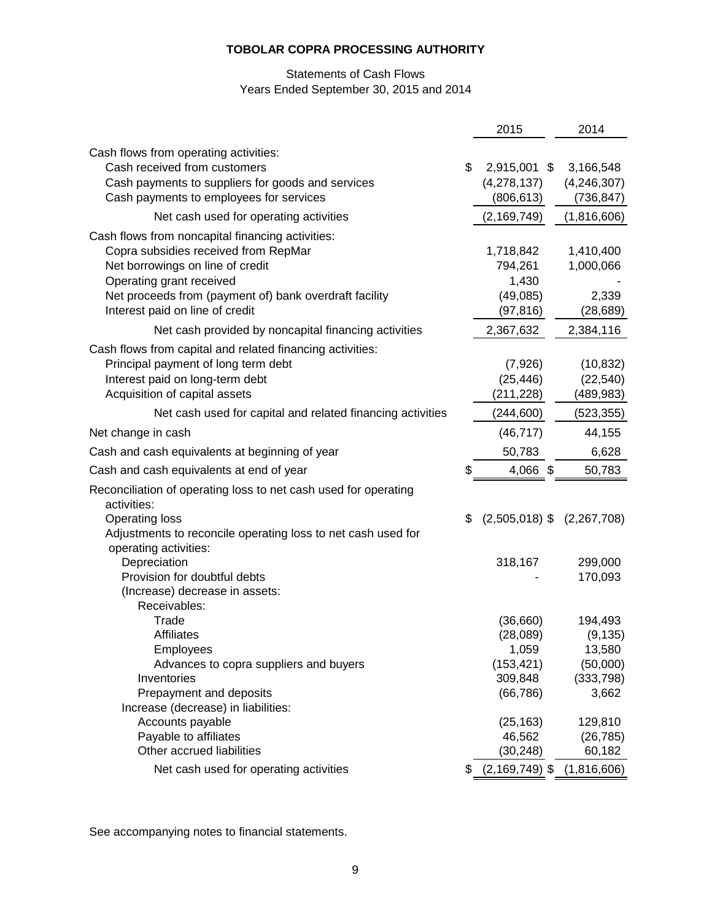# TOBOLAR COPRA PROCESSING AUTHORITY

Statements of Cash Flows
Years Ended September 30, 2015 and 2014

| | 2015 | 2014 |
|---|---|---|
| Cash flows from operating activities: | | |
| Cash received from customers | $ 2,915,001 | $ 3,166,548 |
| Cash payments to suppliers for goods and services | (4,278,137) | (4,246,307) |
| Cash payments to employees for services | (806,613) | (736,847) |
| Net cash used for operating activities | (2,169,749) | (1,816,606) |
| Cash flows from noncapital financing activities: | | |
| Copra subsidies received from RepMar | 1,718,842 | 1,410,400 |
| Net borrowings on line of credit | 794,261 | 1,000,066 |
| Operating grant received | 1,430 | - |
| Net proceeds from (payment of) bank overdraft facility | (49,085) | 2,339 |
| Interest paid on line of credit | (97,816) | (28,689) |
| Net cash provided by noncapital financing activities | 2,367,632 | 2,384,116 |
| Cash flows from capital and related financing activities: | | |
| Principal payment of long term debt | (7,926) | (10,832) |
| Interest paid on long-term debt | (25,446) | (22,540) |
| Acquisition of capital assets | (211,228) | (489,983) |
| Net cash used for capital and related financing activities | (244,600) | (523,355) |
| Net change in cash | (46,717) | 44,155 |
| Cash and cash equivalents at beginning of year | 50,783 | 6,628 |
| Cash and cash equivalents at end of year | $ 4,066 | $ 50,783 |
| Reconciliation of operating loss to net cash used for operating activities: | | |
| Operating loss | $ (2,505,018) | $ (2,267,708) |
| Adjustments to reconcile operating loss to net cash used for operating activities: | | |
| Depreciation | 318,167 | 299,000 |
| Provision for doubtful debts | - | 170,093 |
| (Increase) decrease in assets: | | |
| Receivables: | | |
| Trade | (36,660) | 194,493 |
| Affiliates | (28,089) | (9,135) |
| Employees | 1,059 | 13,580 |
| Advances to copra suppliers and buyers | (153,421) | (50,000) |
| Inventories | 309,848 | (333,798) |
| Prepayment and deposits | (66,786) | 3,662 |
| Increase (decrease) in liabilities: | | |
| Accounts payable | (25,163) | 129,810 |
| Payable to affiliates | 46,562 | (26,785) |
| Other accrued liabilities | (30,248) | 60,182 |
| Net cash used for operating activities | $ (2,169,749) | $ (1,816,606) |

See accompanying notes to financial statements.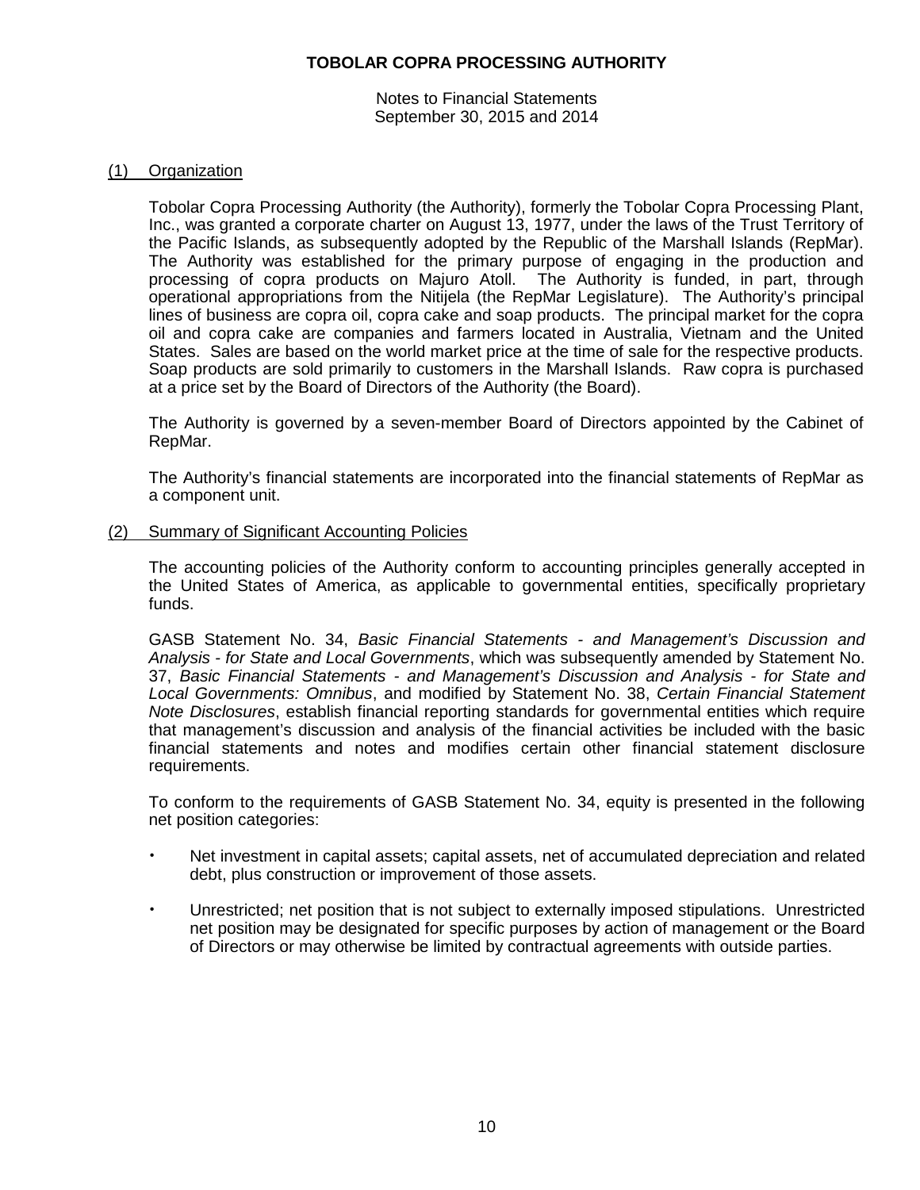# TOBOLAR COPRA PROCESSING AUTHORITY

Notes to Financial Statements
September 30, 2015 and 2014

## (1) Organization

Tobolar Copra Processing Authority (the Authority), formerly the Tobolar Copra Processing Plant, Inc., was granted a corporate charter on August 13, 1977, under the laws of the Trust Territory of the Pacific Islands, as subsequently adopted by the Republic of the Marshall Islands (RepMar). The Authority was established for the primary purpose of engaging in the production and processing of copra products on Majuro Atoll. The Authority is funded, in part, through operational appropriations from the Nitijela (the RepMar Legislature). The Authority's principal lines of business are copra oil, copra cake and soap products. The principal market for the copra oil and copra cake are companies and farmers located in Australia, Vietnam and the United States. Sales are based on the world market price at the time of sale for the respective products. Soap products are sold primarily to customers in the Marshall Islands. Raw copra is purchased at a price set by the Board of Directors of the Authority (the Board).

The Authority is governed by a seven-member Board of Directors appointed by the Cabinet of RepMar.

The Authority's financial statements are incorporated into the financial statements of RepMar as a component unit.

## (2) Summary of Significant Accounting Policies

The accounting policies of the Authority conform to accounting principles generally accepted in the United States of America, as applicable to governmental entities, specifically proprietary funds.

GASB Statement No. 34, *Basic Financial Statements - and Management's Discussion and Analysis - for State and Local Governments*, which was subsequently amended by Statement No. 37, *Basic Financial Statements - and Management's Discussion and Analysis - for State and Local Governments: Omnibus*, and modified by Statement No. 38, *Certain Financial Statement Note Disclosures*, establish financial reporting standards for governmental entities which require that management's discussion and analysis of the financial activities be included with the basic financial statements and notes and modifies certain other financial statement disclosure requirements.

To conform to the requirements of GASB Statement No. 34, equity is presented in the following net position categories:

- Net investment in capital assets; capital assets, net of accumulated depreciation and related debt, plus construction or improvement of those assets.
- Unrestricted; net position that is not subject to externally imposed stipulations. Unrestricted net position may be designated for specific purposes by action of management or the Board of Directors or may otherwise be limited by contractual agreements with outside parties.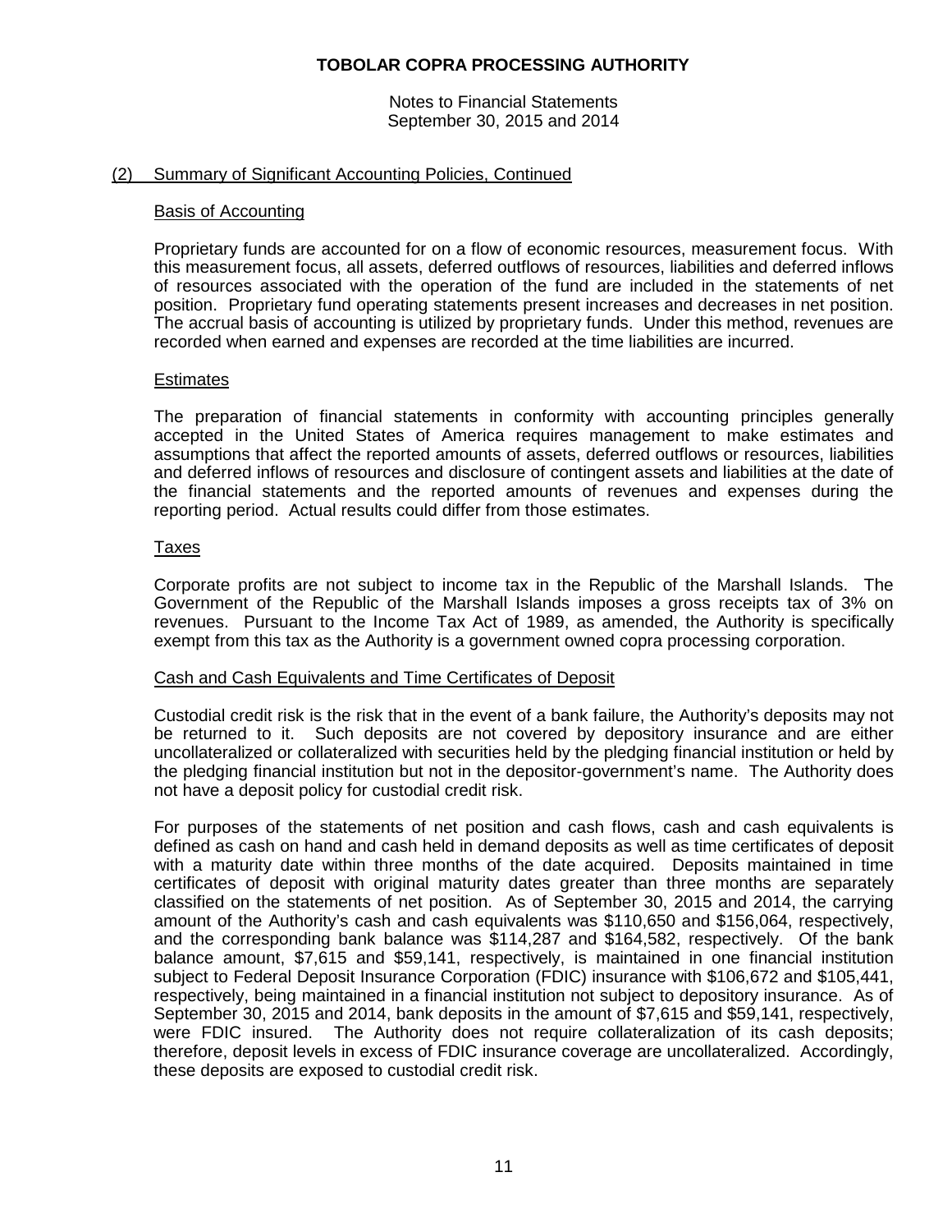## (2) Summary of Significant Accounting Policies, Continued

### Basis of Accounting

Proprietary funds are accounted for on a flow of economic resources, measurement focus. With this measurement focus, all assets, deferred outflows of resources, liabilities and deferred inflows of resources associated with the operation of the fund are included in the statements of net position. Proprietary fund operating statements present increases and decreases in net position. The accrual basis of accounting is utilized by proprietary funds. Under this method, revenues are recorded when earned and expenses are recorded at the time liabilities are incurred.

### Estimates

The preparation of financial statements in conformity with accounting principles generally accepted in the United States of America requires management to make estimates and assumptions that affect the reported amounts of assets, deferred outflows or resources, liabilities and deferred inflows of resources and disclosure of contingent assets and liabilities at the date of the financial statements and the reported amounts of revenues and expenses during the reporting period. Actual results could differ from those estimates.

### Taxes

Corporate profits are not subject to income tax in the Republic of the Marshall Islands. The Government of the Republic of the Marshall Islands imposes a gross receipts tax of 3% on revenues. Pursuant to the Income Tax Act of 1989, as amended, the Authority is specifically exempt from this tax as the Authority is a government owned copra processing corporation.

### Cash and Cash Equivalents and Time Certificates of Deposit

Custodial credit risk is the risk that in the event of a bank failure, the Authority's deposits may not be returned to it. Such deposits are not covered by depository insurance and are either uncollateralized or collateralized with securities held by the pledging financial institution or held by the pledging financial institution but not in the depositor-government's name. The Authority does not have a deposit policy for custodial credit risk.

For purposes of the statements of net position and cash flows, cash and cash equivalents is defined as cash on hand and cash held in demand deposits as well as time certificates of deposit with a maturity date within three months of the date acquired. Deposits maintained in time certificates of deposit with original maturity dates greater than three months are separately classified on the statements of net position. As of September 30, 2015 and 2014, the carrying amount of the Authority's cash and cash equivalents was $110,650 and $156,064, respectively, and the corresponding bank balance was $114,287 and $164,582, respectively. Of the bank balance amount, $7,615 and $59,141, respectively, is maintained in one financial institution subject to Federal Deposit Insurance Corporation (FDIC) insurance with $106,672 and $105,441, respectively, being maintained in a financial institution not subject to depository insurance. As of September 30, 2015 and 2014, bank deposits in the amount of $7,615 and $59,141, respectively, were FDIC insured. The Authority does not require collateralization of its cash deposits; therefore, deposit levels in excess of FDIC insurance coverage are uncollateralized. Accordingly, these deposits are exposed to custodial credit risk.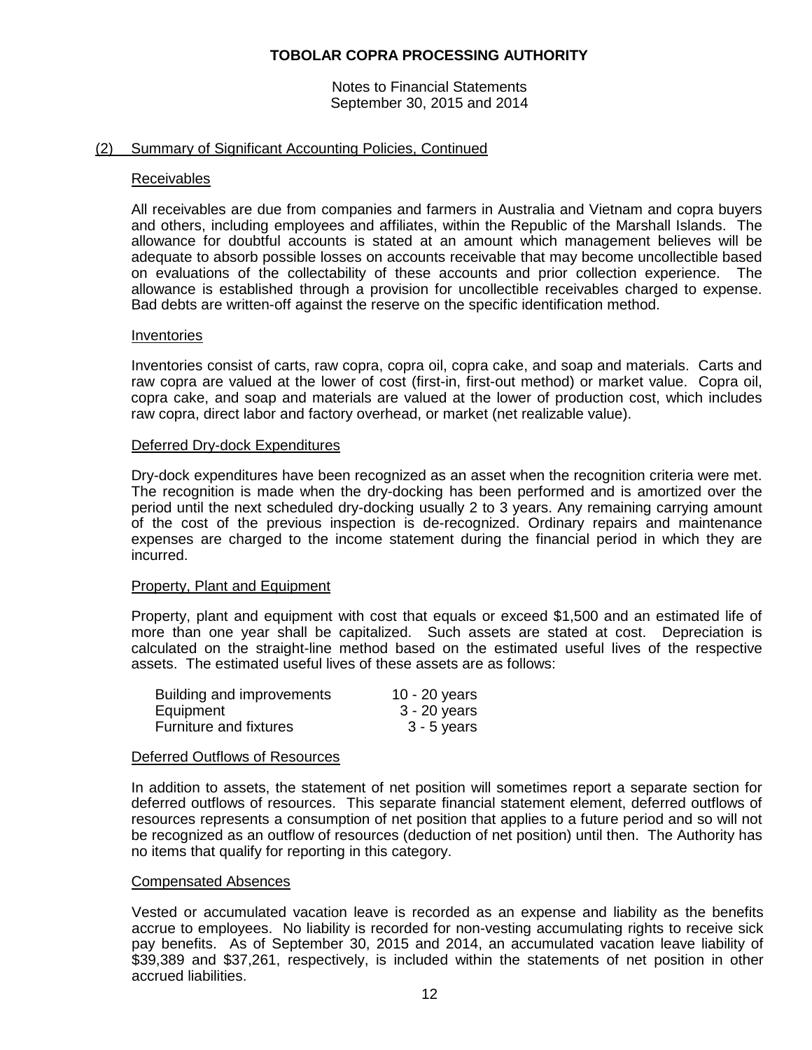## (2) Summary of Significant Accounting Policies, Continued

### Receivables

All receivables are due from companies and farmers in Australia and Vietnam and copra buyers and others, including employees and affiliates, within the Republic of the Marshall Islands. The allowance for doubtful accounts is stated at an amount which management believes will be adequate to absorb possible losses on accounts receivable that may become uncollectible based on evaluations of the collectability of these accounts and prior collection experience. The allowance is established through a provision for uncollectible receivables charged to expense. Bad debts are written-off against the reserve on the specific identification method.

### Inventories

Inventories consist of carts, raw copra, copra oil, copra cake, and soap and materials. Carts and raw copra are valued at the lower of cost (first-in, first-out method) or market value. Copra oil, copra cake, and soap and materials are valued at the lower of production cost, which includes raw copra, direct labor and factory overhead, or market (net realizable value).

### Deferred Dry-dock Expenditures

Dry-dock expenditures have been recognized as an asset when the recognition criteria were met. The recognition is made when the dry-docking has been performed and is amortized over the period until the next scheduled dry-docking usually 2 to 3 years. Any remaining carrying amount of the cost of the previous inspection is de-recognized. Ordinary repairs and maintenance expenses are charged to the income statement during the financial period in which they are incurred.

### Property, Plant and Equipment

Property, plant and equipment with cost that equals or exceed $1,500 and an estimated life of more than one year shall be capitalized. Such assets are stated at cost. Depreciation is calculated on the straight-line method based on the estimated useful lives of the respective assets. The estimated useful lives of these assets are as follows:

| | |
|---|---|
| Building and improvements | 10 - 20 years |
| Equipment | 3 - 20 years |
| Furniture and fixtures | 3 - 5 years |

### Deferred Outflows of Resources

In addition to assets, the statement of net position will sometimes report a separate section for deferred outflows of resources. This separate financial statement element, deferred outflows of resources represents a consumption of net position that applies to a future period and so will not be recognized as an outflow of resources (deduction of net position) until then. The Authority has no items that qualify for reporting in this category.

### Compensated Absences

Vested or accumulated vacation leave is recorded as an expense and liability as the benefits accrue to employees. No liability is recorded for non-vesting accumulating rights to receive sick pay benefits. As of September 30, 2015 and 2014, an accumulated vacation leave liability of $39,389 and $37,261, respectively, is included within the statements of net position in other accrued liabilities.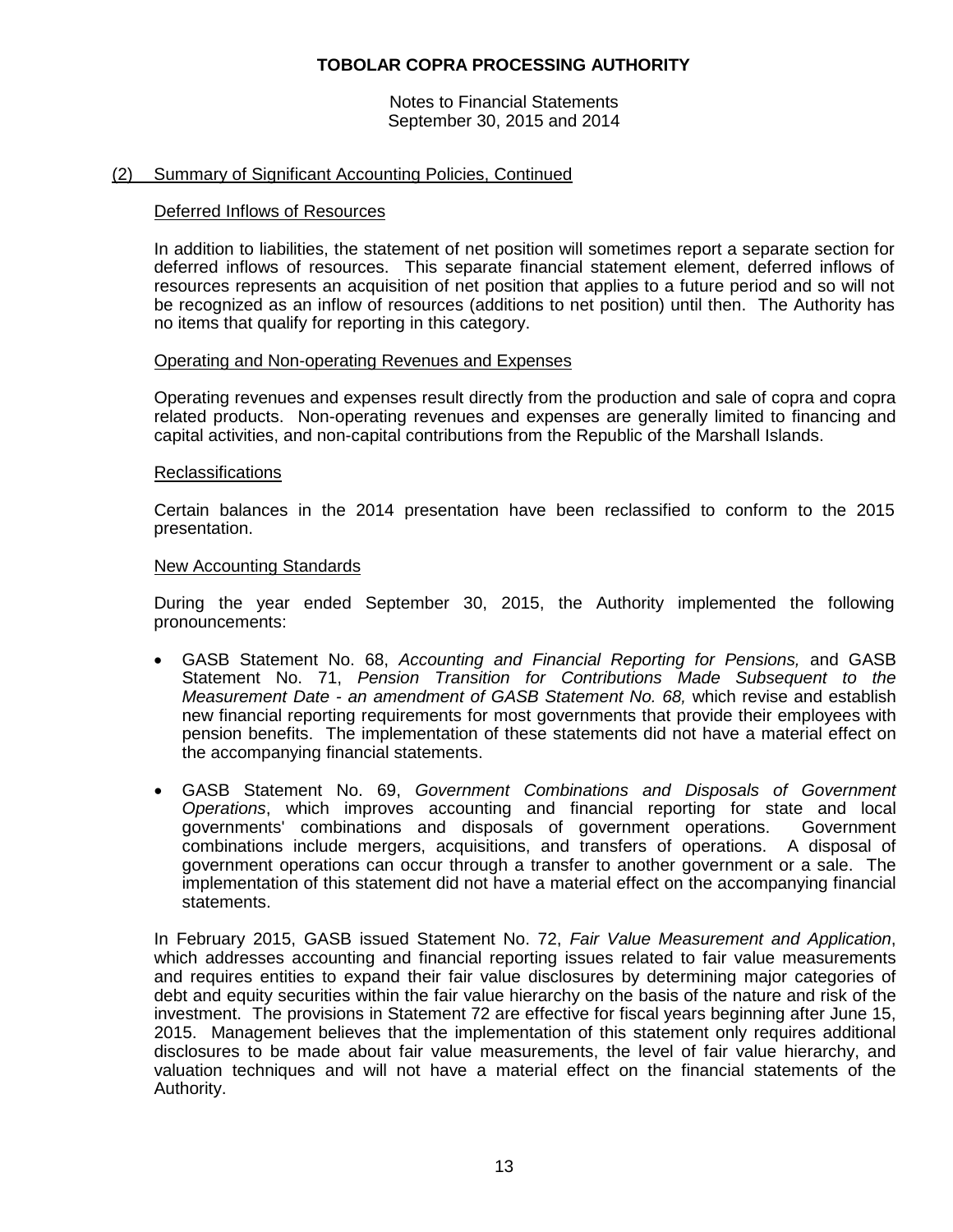## (2) Summary of Significant Accounting Policies, Continued

### Deferred Inflows of Resources

In addition to liabilities, the statement of net position will sometimes report a separate section for deferred inflows of resources. This separate financial statement element, deferred inflows of resources represents an acquisition of net position that applies to a future period and so will not be recognized as an inflow of resources (additions to net position) until then. The Authority has no items that qualify for reporting in this category.

### Operating and Non-operating Revenues and Expenses

Operating revenues and expenses result directly from the production and sale of copra and copra related products. Non-operating revenues and expenses are generally limited to financing and capital activities, and non-capital contributions from the Republic of the Marshall Islands.

### Reclassifications

Certain balances in the 2014 presentation have been reclassified to conform to the 2015 presentation.

### New Accounting Standards

During the year ended September 30, 2015, the Authority implemented the following pronouncements:

- GASB Statement No. 68, *Accounting and Financial Reporting for Pensions,* and GASB Statement No. 71, *Pension Transition for Contributions Made Subsequent to the Measurement Date - an amendment of GASB Statement No. 68,* which revise and establish new financial reporting requirements for most governments that provide their employees with pension benefits. The implementation of these statements did not have a material effect on the accompanying financial statements.

- GASB Statement No. 69, *Government Combinations and Disposals of Government Operations*, which improves accounting and financial reporting for state and local governments' combinations and disposals of government operations. Government combinations include mergers, acquisitions, and transfers of operations. A disposal of government operations can occur through a transfer to another government or a sale. The implementation of this statement did not have a material effect on the accompanying financial statements.

In February 2015, GASB issued Statement No. 72, *Fair Value Measurement and Application*, which addresses accounting and financial reporting issues related to fair value measurements and requires entities to expand their fair value disclosures by determining major categories of debt and equity securities within the fair value hierarchy on the basis of the nature and risk of the investment. The provisions in Statement 72 are effective for fiscal years beginning after June 15, 2015. Management believes that the implementation of this statement only requires additional disclosures to be made about fair value measurements, the level of fair value hierarchy, and valuation techniques and will not have a material effect on the financial statements of the Authority.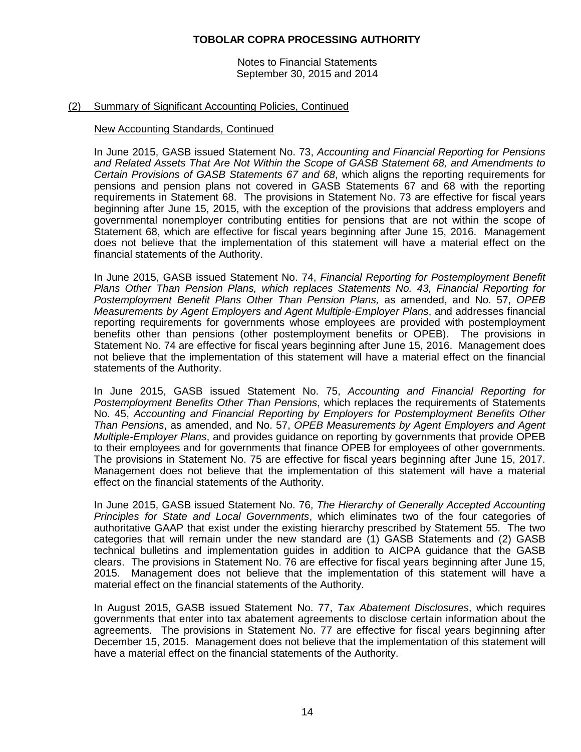## (2) Summary of Significant Accounting Policies, Continued

### New Accounting Standards, Continued

In June 2015, GASB issued Statement No. 73, *Accounting and Financial Reporting for Pensions and Related Assets That Are Not Within the Scope of GASB Statement 68, and Amendments to Certain Provisions of GASB Statements 67 and 68*, which aligns the reporting requirements for pensions and pension plans not covered in GASB Statements 67 and 68 with the reporting requirements in Statement 68. The provisions in Statement No. 73 are effective for fiscal years beginning after June 15, 2015, with the exception of the provisions that address employers and governmental nonemployer contributing entities for pensions that are not within the scope of Statement 68, which are effective for fiscal years beginning after June 15, 2016. Management does not believe that the implementation of this statement will have a material effect on the financial statements of the Authority.

In June 2015, GASB issued Statement No. 74, *Financial Reporting for Postemployment Benefit Plans Other Than Pension Plans, which replaces Statements No. 43, Financial Reporting for Postemployment Benefit Plans Other Than Pension Plans,* as amended, and No. 57, *OPEB Measurements by Agent Employers and Agent Multiple-Employer Plans*, and addresses financial reporting requirements for governments whose employees are provided with postemployment benefits other than pensions (other postemployment benefits or OPEB). The provisions in Statement No. 74 are effective for fiscal years beginning after June 15, 2016. Management does not believe that the implementation of this statement will have a material effect on the financial statements of the Authority.

In June 2015, GASB issued Statement No. 75, *Accounting and Financial Reporting for Postemployment Benefits Other Than Pensions*, which replaces the requirements of Statements No. 45, *Accounting and Financial Reporting by Employers for Postemployment Benefits Other Than Pensions*, as amended, and No. 57, *OPEB Measurements by Agent Employers and Agent Multiple-Employer Plans*, and provides guidance on reporting by governments that provide OPEB to their employees and for governments that finance OPEB for employees of other governments. The provisions in Statement No. 75 are effective for fiscal years beginning after June 15, 2017. Management does not believe that the implementation of this statement will have a material effect on the financial statements of the Authority.

In June 2015, GASB issued Statement No. 76, *The Hierarchy of Generally Accepted Accounting Principles for State and Local Governments*, which eliminates two of the four categories of authoritative GAAP that exist under the existing hierarchy prescribed by Statement 55. The two categories that will remain under the new standard are (1) GASB Statements and (2) GASB technical bulletins and implementation guides in addition to AICPA guidance that the GASB clears. The provisions in Statement No. 76 are effective for fiscal years beginning after June 15, 2015. Management does not believe that the implementation of this statement will have a material effect on the financial statements of the Authority.

In August 2015, GASB issued Statement No. 77, *Tax Abatement Disclosures*, which requires governments that enter into tax abatement agreements to disclose certain information about the agreements. The provisions in Statement No. 77 are effective for fiscal years beginning after December 15, 2015. Management does not believe that the implementation of this statement will have a material effect on the financial statements of the Authority.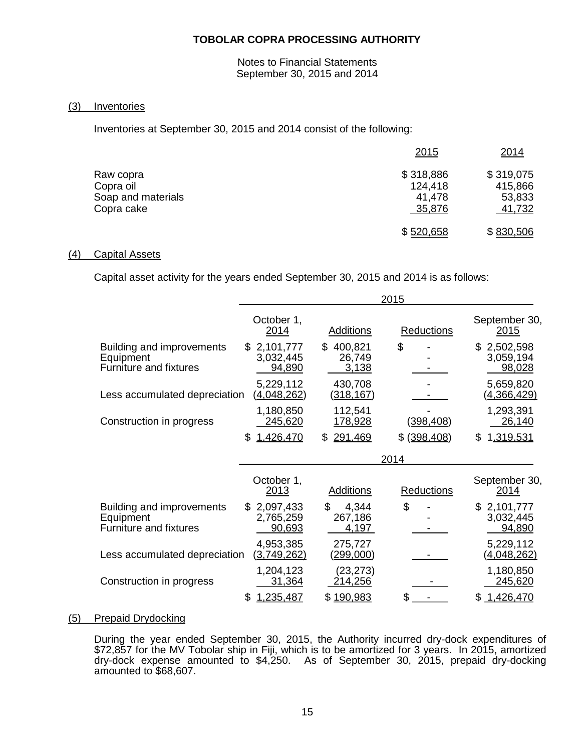**TOBOLAR COPRA PROCESSING AUTHORITY**

Notes to Financial Statements
September 30, 2015 and 2014

## (3) Inventories

Inventories at September 30, 2015 and 2014 consist of the following:

| | 2015 | 2014 |
|---|---|---|
| Raw copra | $ 318,886 | $ 319,075 |
| Copra oil | 124,418 | 415,866 |
| Soap and materials | 41,478 | 53,833 |
| Copra cake | 35,876 | 41,732 |
| | $ 520,658 | $ 830,506 |

## (4) Capital Assets

Capital asset activity for the years ended September 30, 2015 and 2014 is as follows:

| | 2015 | | | |
|---|---|---|---|---|
| | October 1, 2014 | Additions | Reductions | September 30, 2015 |
| Building and improvements | $ 2,101,777 | $ 400,821 | $ - | $ 2,502,598 |
| Equipment | 3,032,445 | 26,749 | - | 3,059,194 |
| Furniture and fixtures | 94,890 | 3,138 | - | 98,028 |
| | 5,229,112 | 430,708 | - | 5,659,820 |
| Less accumulated depreciation | (4,048,262) | (318,167) | - | (4,366,429) |
| | 1,180,850 | 112,541 | - | 1,293,391 |
| Construction in progress | 245,620 | 178,928 | (398,408) | 26,140 |
| | $ 1,426,470 | $ 291,469 | $ (398,408) | $ 1,319,531 |

| | 2014 | | | |
|---|---|---|---|---|
| | October 1, 2013 | Additions | Reductions | September 30, 2014 |
| Building and improvements | $ 2,097,433 | $ 4,344 | $ - | $ 2,101,777 |
| Equipment | 2,765,259 | 267,186 | - | 3,032,445 |
| Furniture and fixtures | 90,693 | 4,197 | - | 94,890 |
| | 4,953,385 | 275,727 | - | 5,229,112 |
| Less accumulated depreciation | (3,749,262) | (299,000) | - | (4,048,262) |
| | 1,204,123 | (23,273) | - | 1,180,850 |
| Construction in progress | 31,364 | 214,256 | - | 245,620 |
| | $ 1,235,487 | $ 190,983 | $ - | $ 1,426,470 |

## (5) Prepaid Drydocking

During the year ended September 30, 2015, the Authority incurred dry-dock expenditures of $72,857 for the MV Tobolar ship in Fiji, which is to be amortized for 3 years. In 2015, amortized dry-dock expense amounted to $4,250. As of September 30, 2015, prepaid dry-docking amounted to $68,607.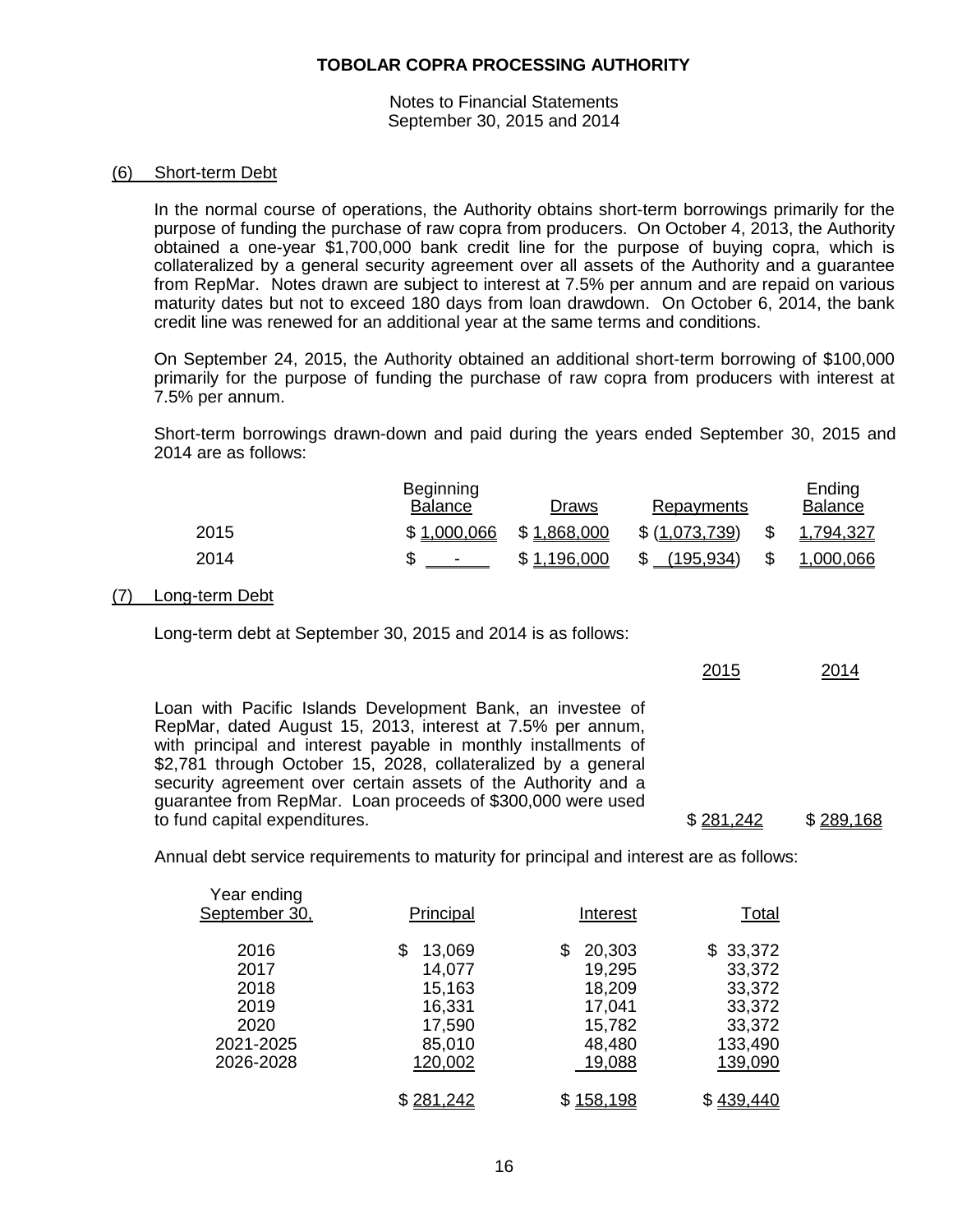## (6) Short-term Debt

In the normal course of operations, the Authority obtains short-term borrowings primarily for the purpose of funding the purchase of raw copra from producers. On October 4, 2013, the Authority obtained a one-year $1,700,000 bank credit line for the purpose of buying copra, which is collateralized by a general security agreement over all assets of the Authority and a guarantee from RepMar. Notes drawn are subject to interest at 7.5% per annum and are repaid on various maturity dates but not to exceed 180 days from loan drawdown. On October 6, 2014, the bank credit line was renewed for an additional year at the same terms and conditions.

On September 24, 2015, the Authority obtained an additional short-term borrowing of $100,000 primarily for the purpose of funding the purchase of raw copra from producers with interest at 7.5% per annum.

Short-term borrowings drawn-down and paid during the years ended September 30, 2015 and 2014 are as follows:

| | Beginning Balance | Draws | Repayments | Ending Balance |
|---|---|---|---|---|
| 2015 | $ 1,000,066 | $ 1,868,000 | $ (1,073,739) | $ 1,794,327 |
| 2014 | $ - | $ 1,196,000 | $ (195,934) | $ 1,000,066 |

## (7) Long-term Debt

Long-term debt at September 30, 2015 and 2014 is as follows:

| | 2015 | 2014 |
|---|---|---|
| Loan with Pacific Islands Development Bank, an investee of RepMar, dated August 15, 2013, interest at 7.5% per annum, with principal and interest payable in monthly installments of $2,781 through October 15, 2028, collateralized by a general security agreement over certain assets of the Authority and a guarantee from RepMar. Loan proceeds of $300,000 were used to fund capital expenditures. | $ 281,242 | $ 289,168 |

Annual debt service requirements to maturity for principal and interest are as follows:

| Year ending September 30, | Principal | Interest | Total |
|---|---|---|---|
| 2016 | $ 13,069 | $ 20,303 | $ 33,372 |
| 2017 | 14,077 | 19,295 | 33,372 |
| 2018 | 15,163 | 18,209 | 33,372 |
| 2019 | 16,331 | 17,041 | 33,372 |
| 2020 | 17,590 | 15,782 | 33,372 |
| 2021-2025 | 85,010 | 48,480 | 133,490 |
| 2026-2028 | 120,002 | 19,088 | 139,090 |
| | $ 281,242 | $ 158,198 | $ 439,440 |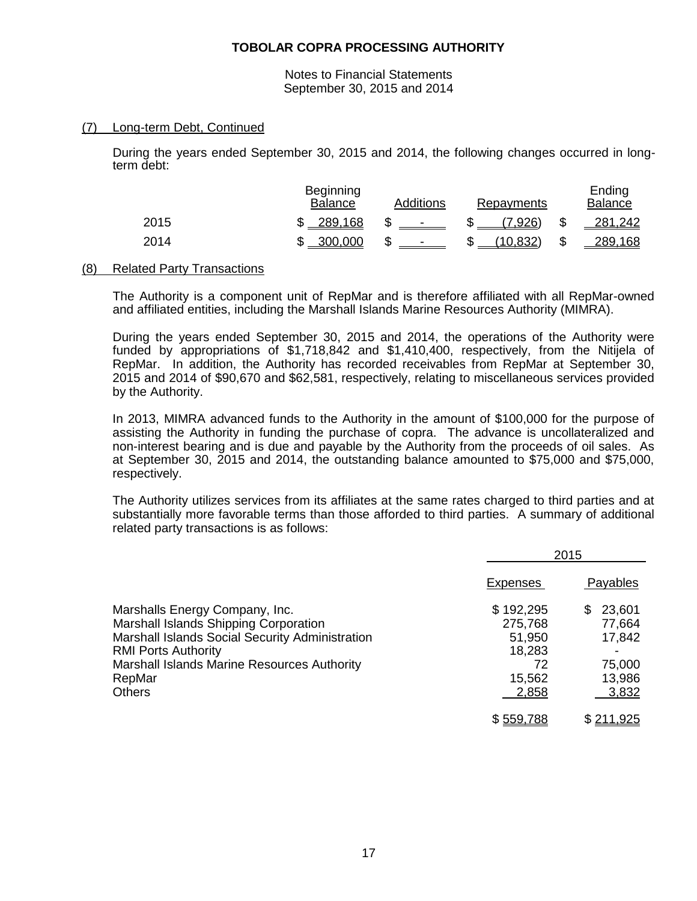**TOBOLAR COPRA PROCESSING AUTHORITY**

Notes to Financial Statements
September 30, 2015 and 2014

(7) Long-term Debt, Continued

During the years ended September 30, 2015 and 2014, the following changes occurred in long-term debt:

| | Beginning Balance | Additions | Repayments | Ending Balance |
|---|---|---|---|---|
| 2015 | $ 289,168 | $ - | $ (7,926) | $ 281,242 |
| 2014 | $ 300,000 | $ - | $ (10,832) | $ 289,168 |

(8) Related Party Transactions

The Authority is a component unit of RepMar and is therefore affiliated with all RepMar-owned and affiliated entities, including the Marshall Islands Marine Resources Authority (MIMRA).

During the years ended September 30, 2015 and 2014, the operations of the Authority were funded by appropriations of $1,718,842 and $1,410,400, respectively, from the Nitijela of RepMar. In addition, the Authority has recorded receivables from RepMar at September 30, 2015 and 2014 of $90,670 and $62,581, respectively, relating to miscellaneous services provided by the Authority.

In 2013, MIMRA advanced funds to the Authority in the amount of $100,000 for the purpose of assisting the Authority in funding the purchase of copra. The advance is uncollateralized and non-interest bearing and is due and payable by the Authority from the proceeds of oil sales. As at September 30, 2015 and 2014, the outstanding balance amounted to $75,000 and $75,000, respectively.

The Authority utilizes services from its affiliates at the same rates charged to third parties and at substantially more favorable terms than those afforded to third parties. A summary of additional related party transactions is as follows:

| | 2015 | |
|---|---|---|
| | Expenses | Payables |
| Marshalls Energy Company, Inc. | $ 192,295 | $ 23,601 |
| Marshall Islands Shipping Corporation | 275,768 | 77,664 |
| Marshall Islands Social Security Administration | 51,950 | 17,842 |
| RMI Ports Authority | 18,283 | - |
| Marshall Islands Marine Resources Authority | 72 | 75,000 |
| RepMar | 15,562 | 13,986 |
| Others | 2,858 | 3,832 |
| | $ 559,788 | $ 211,925 |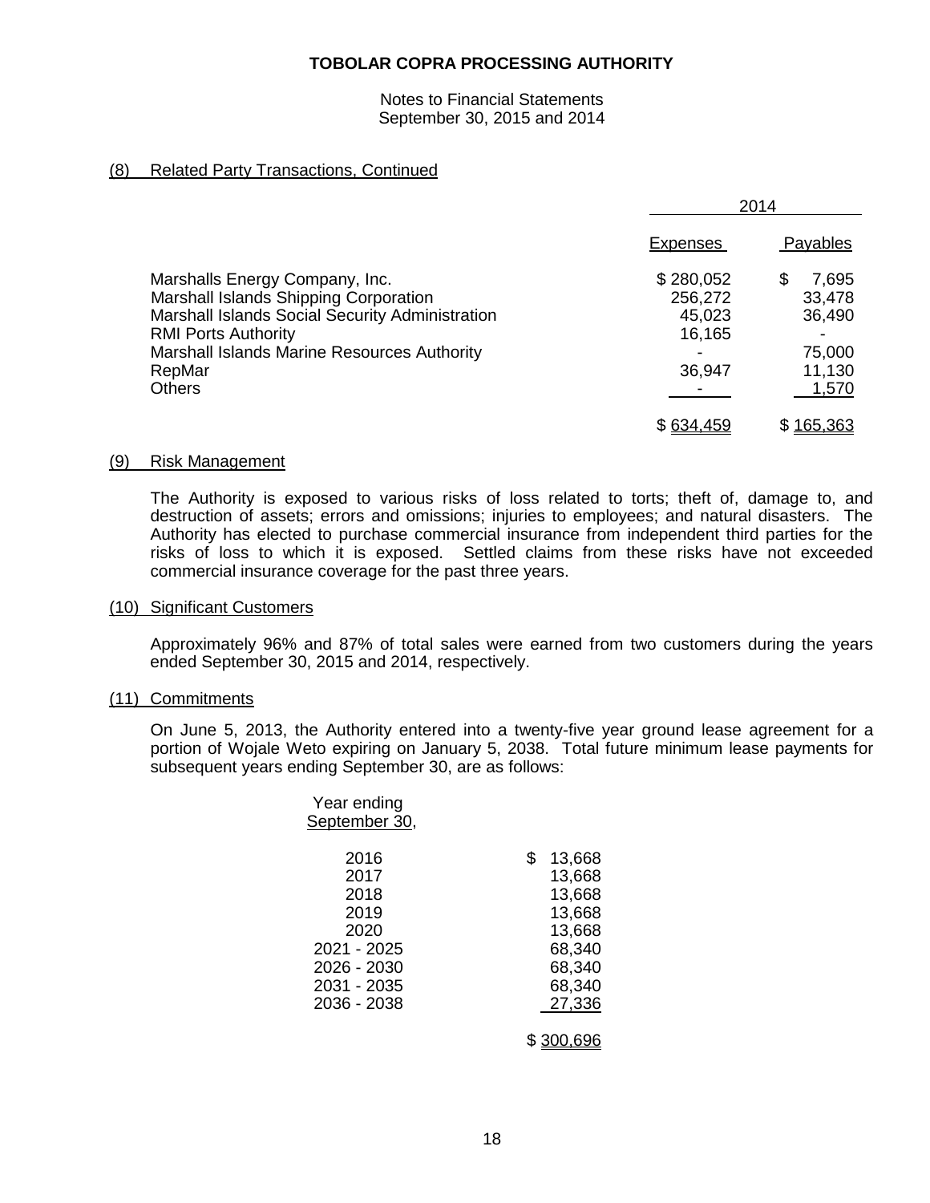## (8) Related Party Transactions, Continued

| | 2014 | |
|---|---|---|
| | Expenses | Payables |
| Marshalls Energy Company, Inc. | $ 280,052 | $ 7,695 |
| Marshall Islands Shipping Corporation | 256,272 | 33,478 |
| Marshall Islands Social Security Administration | 45,023 | 36,490 |
| RMI Ports Authority | 16,165 | - |
| Marshall Islands Marine Resources Authority | - | 75,000 |
| RepMar | 36,947 | 11,130 |
| Others | - | 1,570 |
| | $ 634,459 | $ 165,363 |

## (9) Risk Management

The Authority is exposed to various risks of loss related to torts; theft of, damage to, and destruction of assets; errors and omissions; injuries to employees; and natural disasters. The Authority has elected to purchase commercial insurance from independent third parties for the risks of loss to which it is exposed. Settled claims from these risks have not exceeded commercial insurance coverage for the past three years.

## (10) Significant Customers

Approximately 96% and 87% of total sales were earned from two customers during the years ended September 30, 2015 and 2014, respectively.

## (11) Commitments

On June 5, 2013, the Authority entered into a twenty-five year ground lease agreement for a portion of Wojale Weto expiring on January 5, 2038. Total future minimum lease payments for subsequent years ending September 30, are as follows:

| Year ending September 30, | |
|---|---|
| 2016 | $ 13,668 |
| 2017 | 13,668 |
| 2018 | 13,668 |
| 2019 | 13,668 |
| 2020 | 13,668 |
| 2021 - 2025 | 68,340 |
| 2026 - 2030 | 68,340 |
| 2031 - 2035 | 68,340 |
| 2036 - 2038 | 27,336 |
| | $ 300,696 |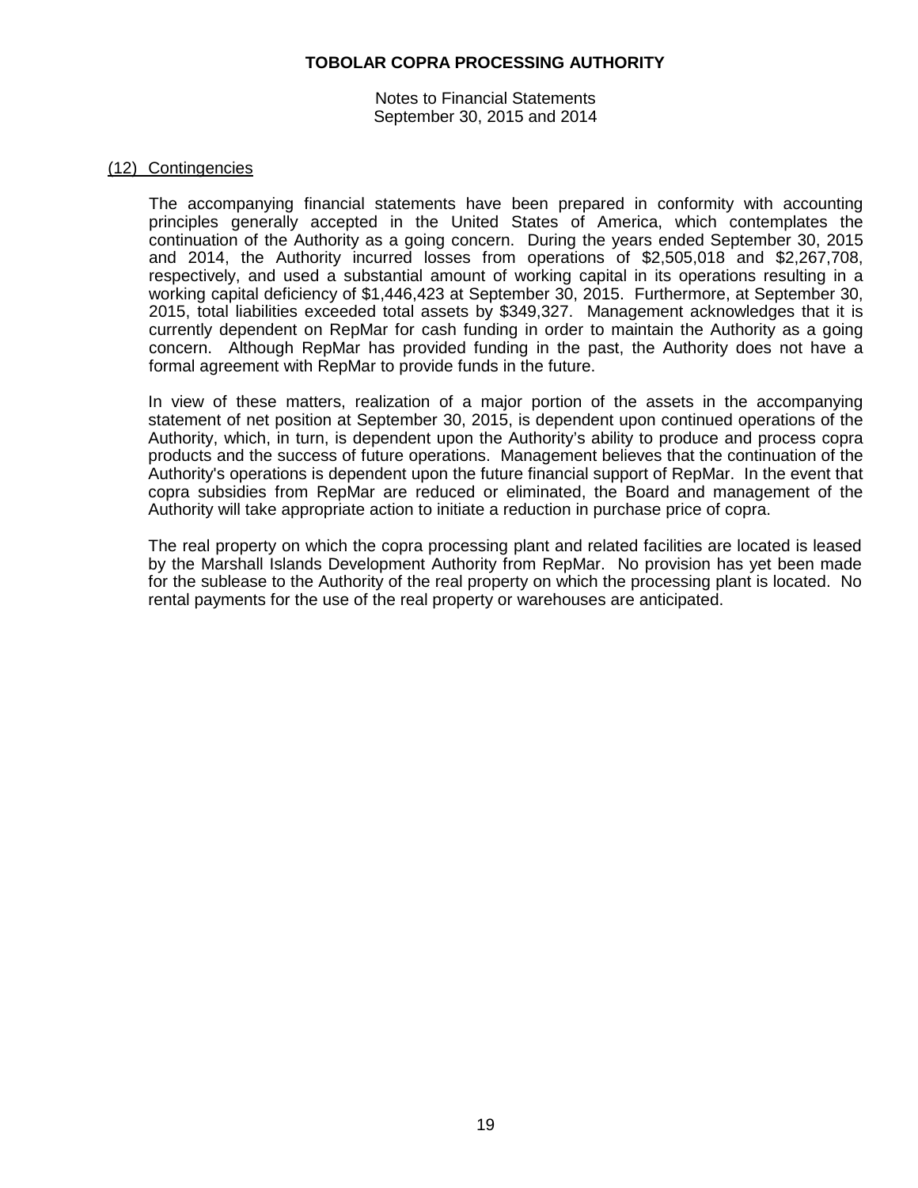# TOBOLAR COPRA PROCESSING AUTHORITY

Notes to Financial Statements
September 30, 2015 and 2014

## (12) Contingencies

The accompanying financial statements have been prepared in conformity with accounting principles generally accepted in the United States of America, which contemplates the continuation of the Authority as a going concern. During the years ended September 30, 2015 and 2014, the Authority incurred losses from operations of $2,505,018 and $2,267,708, respectively, and used a substantial amount of working capital in its operations resulting in a working capital deficiency of $1,446,423 at September 30, 2015. Furthermore, at September 30, 2015, total liabilities exceeded total assets by $349,327. Management acknowledges that it is currently dependent on RepMar for cash funding in order to maintain the Authority as a going concern. Although RepMar has provided funding in the past, the Authority does not have a formal agreement with RepMar to provide funds in the future.

In view of these matters, realization of a major portion of the assets in the accompanying statement of net position at September 30, 2015, is dependent upon continued operations of the Authority, which, in turn, is dependent upon the Authority's ability to produce and process copra products and the success of future operations. Management believes that the continuation of the Authority's operations is dependent upon the future financial support of RepMar. In the event that copra subsidies from RepMar are reduced or eliminated, the Board and management of the Authority will take appropriate action to initiate a reduction in purchase price of copra.

The real property on which the copra processing plant and related facilities are located is leased by the Marshall Islands Development Authority from RepMar. No provision has yet been made for the sublease to the Authority of the real property on which the processing plant is located. No rental payments for the use of the real property or warehouses are anticipated.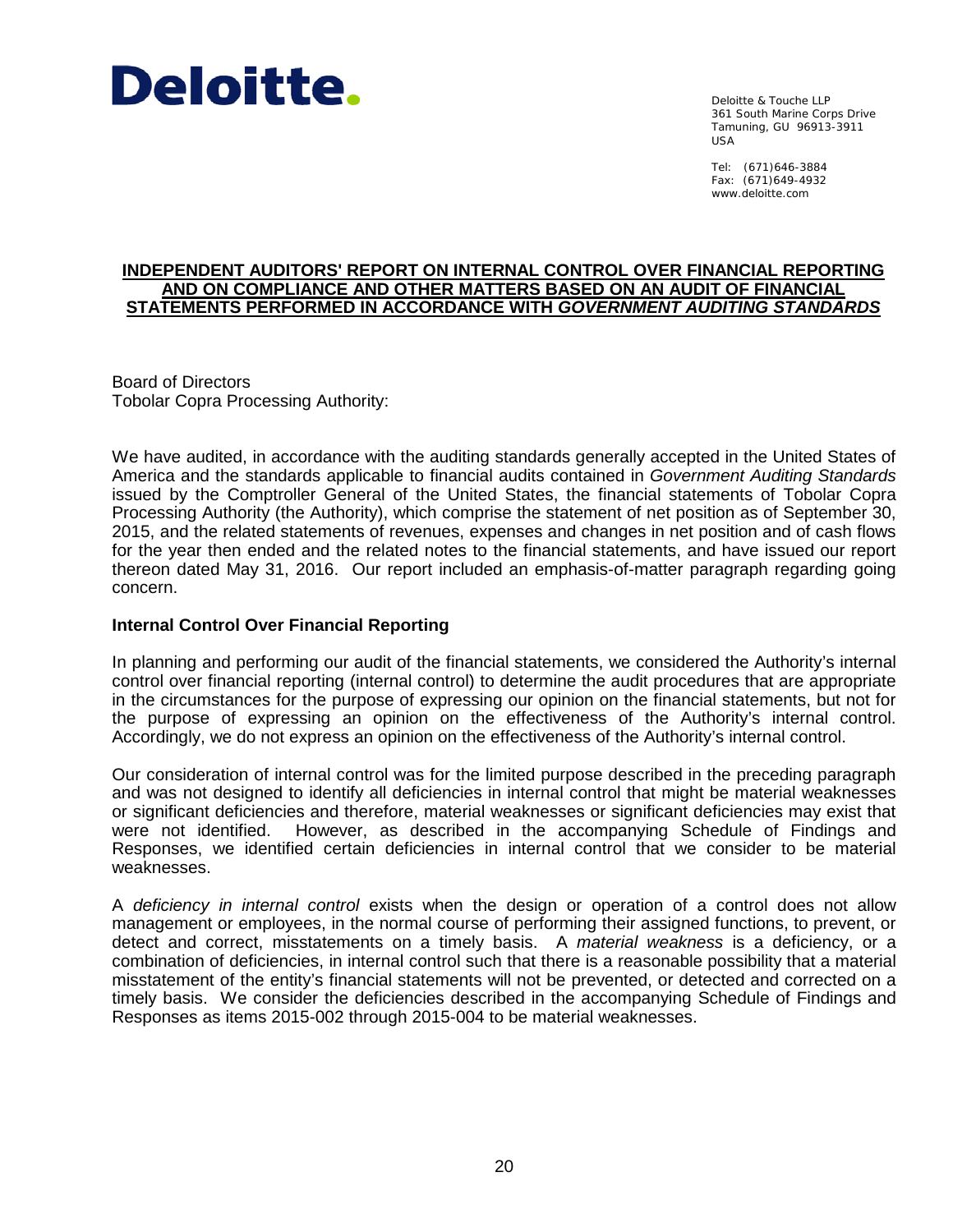Deloitte & Touche LLP
361 South Marine Corps Drive
Tamuning, GU 96913-3911
USA

Tel: (671)646-3884
Fax: (671)649-4932
www.deloitte.com

# INDEPENDENT AUDITORS' REPORT ON INTERNAL CONTROL OVER FINANCIAL REPORTING AND ON COMPLIANCE AND OTHER MATTERS BASED ON AN AUDIT OF FINANCIAL STATEMENTS PERFORMED IN ACCORDANCE WITH *GOVERNMENT AUDITING STANDARDS*

Board of Directors
Tobolar Copra Processing Authority:

We have audited, in accordance with the auditing standards generally accepted in the United States of America and the standards applicable to financial audits contained in *Government Auditing Standards* issued by the Comptroller General of the United States, the financial statements of Tobolar Copra Processing Authority (the Authority), which comprise the statement of net position as of September 30, 2015, and the related statements of revenues, expenses and changes in net position and of cash flows for the year then ended and the related notes to the financial statements, and have issued our report thereon dated May 31, 2016. Our report included an emphasis-of-matter paragraph regarding going concern.

## Internal Control Over Financial Reporting

In planning and performing our audit of the financial statements, we considered the Authority's internal control over financial reporting (internal control) to determine the audit procedures that are appropriate in the circumstances for the purpose of expressing our opinion on the financial statements, but not for the purpose of expressing an opinion on the effectiveness of the Authority's internal control. Accordingly, we do not express an opinion on the effectiveness of the Authority's internal control.

Our consideration of internal control was for the limited purpose described in the preceding paragraph and was not designed to identify all deficiencies in internal control that might be material weaknesses or significant deficiencies and therefore, material weaknesses or significant deficiencies may exist that were not identified. However, as described in the accompanying Schedule of Findings and Responses, we identified certain deficiencies in internal control that we consider to be material weaknesses.

A *deficiency in internal control* exists when the design or operation of a control does not allow management or employees, in the normal course of performing their assigned functions, to prevent, or detect and correct, misstatements on a timely basis. A *material weakness* is a deficiency, or a combination of deficiencies, in internal control such that there is a reasonable possibility that a material misstatement of the entity's financial statements will not be prevented, or detected and corrected on a timely basis. We consider the deficiencies described in the accompanying Schedule of Findings and Responses as items 2015-002 through 2015-004 to be material weaknesses.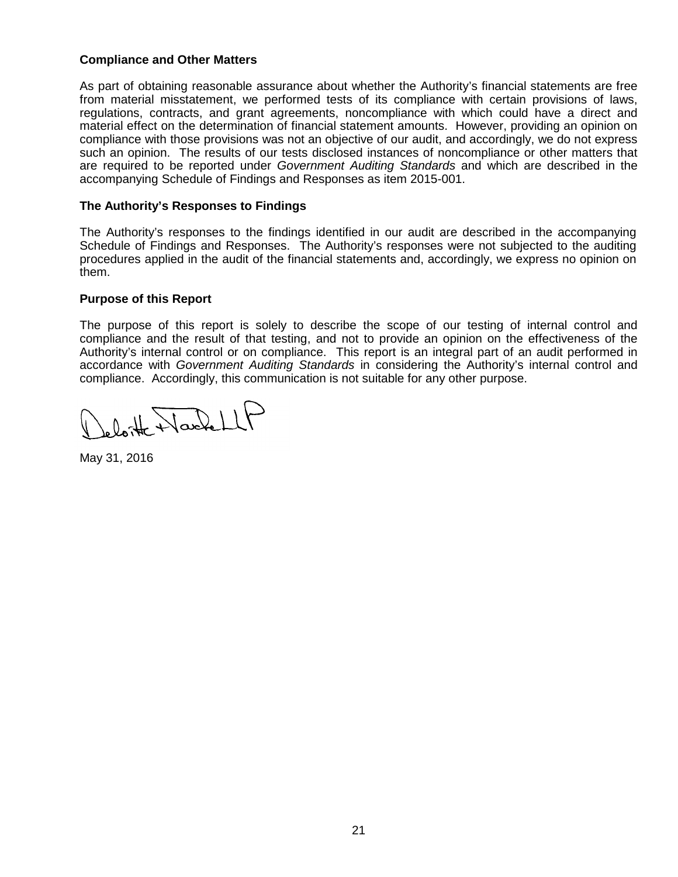**Compliance and Other Matters**

As part of obtaining reasonable assurance about whether the Authority's financial statements are free from material misstatement, we performed tests of its compliance with certain provisions of laws, regulations, contracts, and grant agreements, noncompliance with which could have a direct and material effect on the determination of financial statement amounts. However, providing an opinion on compliance with those provisions was not an objective of our audit, and accordingly, we do not express such an opinion. The results of our tests disclosed instances of noncompliance or other matters that are required to be reported under *Government Auditing Standards* and which are described in the accompanying Schedule of Findings and Responses as item 2015-001.

**The Authority's Responses to Findings**

The Authority's responses to the findings identified in our audit are described in the accompanying Schedule of Findings and Responses. The Authority's responses were not subjected to the auditing procedures applied in the audit of the financial statements and, accordingly, we express no opinion on them.

**Purpose of this Report**

The purpose of this report is solely to describe the scope of our testing of internal control and compliance and the result of that testing, and not to provide an opinion on the effectiveness of the Authority's internal control or on compliance. This report is an integral part of an audit performed in accordance with *Government Auditing Standards* in considering the Authority's internal control and compliance. Accordingly, this communication is not suitable for any other purpose.

Deloitte & Touche LLP

May 31, 2016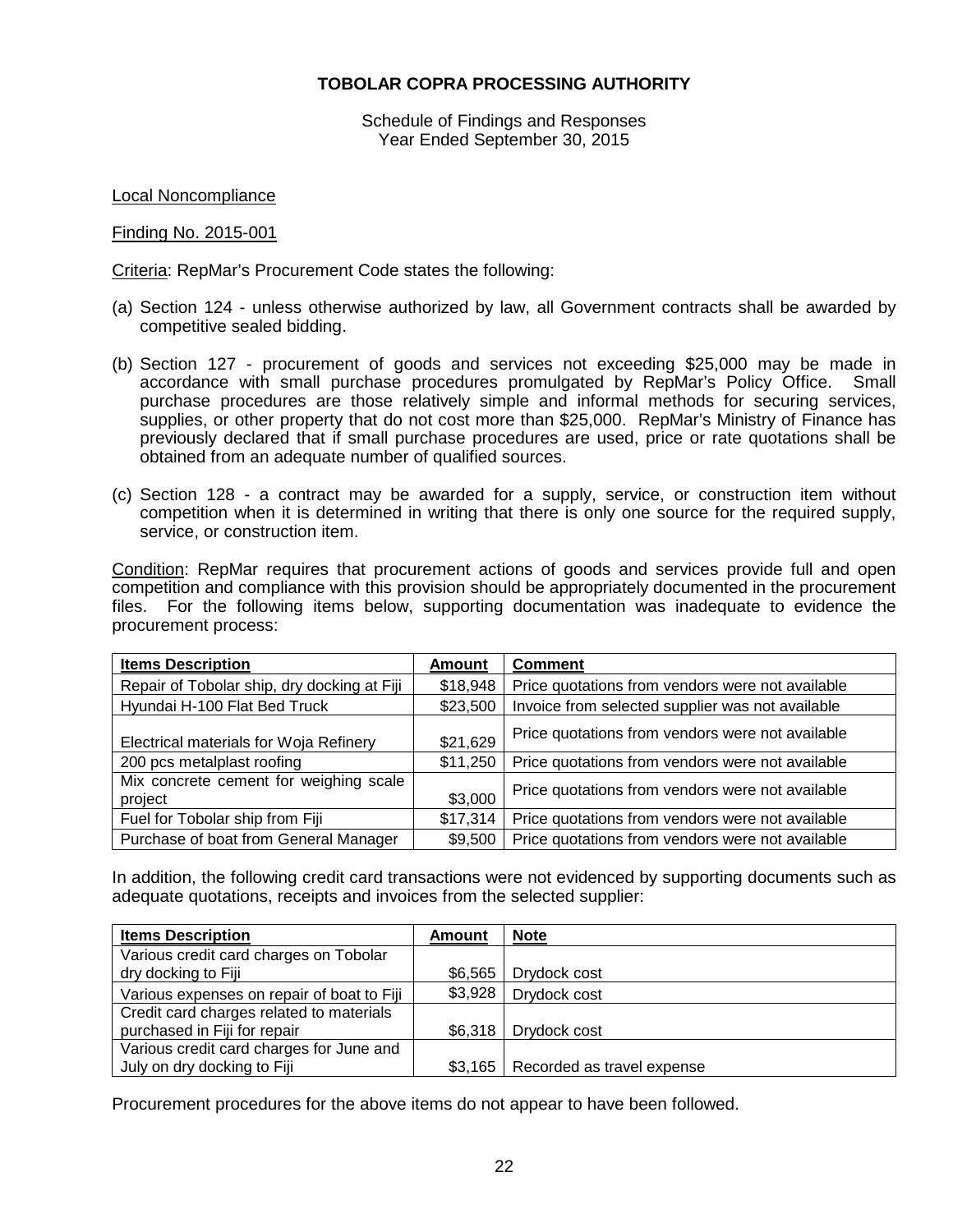# TOBOLAR COPRA PROCESSING AUTHORITY

Schedule of Findings and Responses
Year Ended September 30, 2015

Local Noncompliance

Finding No. 2015-001

Criteria: RepMar's Procurement Code states the following:

(a) Section 124 - unless otherwise authorized by law, all Government contracts shall be awarded by competitive sealed bidding.

(b) Section 127 - procurement of goods and services not exceeding $25,000 may be made in accordance with small purchase procedures promulgated by RepMar's Policy Office. Small purchase procedures are those relatively simple and informal methods for securing services, supplies, or other property that do not cost more than $25,000. RepMar's Ministry of Finance has previously declared that if small purchase procedures are used, price or rate quotations shall be obtained from an adequate number of qualified sources.

(c) Section 128 - a contract may be awarded for a supply, service, or construction item without competition when it is determined in writing that there is only one source for the required supply, service, or construction item.

Condition: RepMar requires that procurement actions of goods and services provide full and open competition and compliance with this provision should be appropriately documented in the procurement files. For the following items below, supporting documentation was inadequate to evidence the procurement process:

| Items Description | Amount | Comment |
|---|---|---|
| Repair of Tobolar ship, dry docking at Fiji | $18,948 | Price quotations from vendors were not available |
| Hyundai H-100 Flat Bed Truck | $23,500 | Invoice from selected supplier was not available |
| Electrical materials for Woja Refinery | $21,629 | Price quotations from vendors were not available |
| 200 pcs metalplast roofing | $11,250 | Price quotations from vendors were not available |
| Mix concrete cement for weighing scale project | $3,000 | Price quotations from vendors were not available |
| Fuel for Tobolar ship from Fiji | $17,314 | Price quotations from vendors were not available |
| Purchase of boat from General Manager | $9,500 | Price quotations from vendors were not available |

In addition, the following credit card transactions were not evidenced by supporting documents such as adequate quotations, receipts and invoices from the selected supplier:

| Items Description | Amount | Note |
|---|---|---|
| Various credit card charges on Tobolar dry docking to Fiji | $6,565 | Drydock cost |
| Various expenses on repair of boat to Fiji | $3,928 | Drydock cost |
| Credit card charges related to materials purchased in Fiji for repair | $6,318 | Drydock cost |
| Various credit card charges for June and July on dry docking to Fiji | $3,165 | Recorded as travel expense |

Procurement procedures for the above items do not appear to have been followed.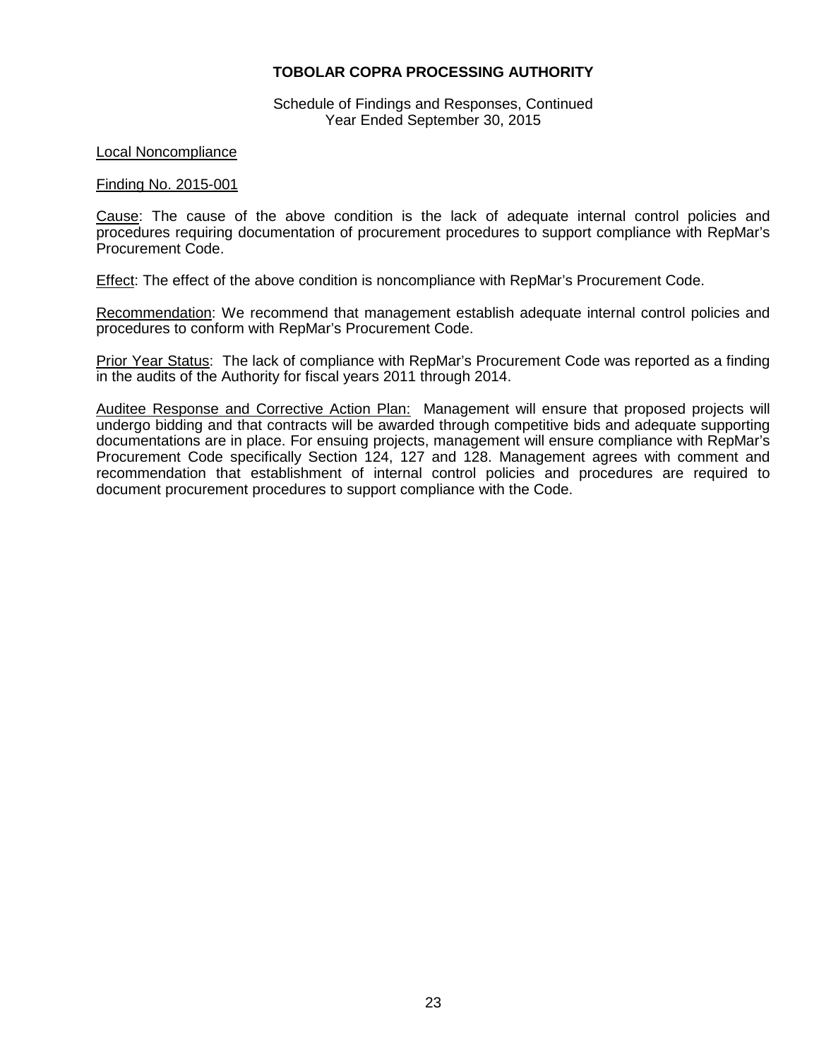**TOBOLAR COPRA PROCESSING AUTHORITY**

Schedule of Findings and Responses, Continued
Year Ended September 30, 2015

Local Noncompliance

Finding No. 2015-001

Cause: The cause of the above condition is the lack of adequate internal control policies and procedures requiring documentation of procurement procedures to support compliance with RepMar's Procurement Code.

Effect: The effect of the above condition is noncompliance with RepMar's Procurement Code.

Recommendation: We recommend that management establish adequate internal control policies and procedures to conform with RepMar's Procurement Code.

Prior Year Status: The lack of compliance with RepMar's Procurement Code was reported as a finding in the audits of the Authority for fiscal years 2011 through 2014.

Auditee Response and Corrective Action Plan: Management will ensure that proposed projects will undergo bidding and that contracts will be awarded through competitive bids and adequate supporting documentations are in place. For ensuing projects, management will ensure compliance with RepMar's Procurement Code specifically Section 124, 127 and 128. Management agrees with comment and recommendation that establishment of internal control policies and procedures are required to document procurement procedures to support compliance with the Code.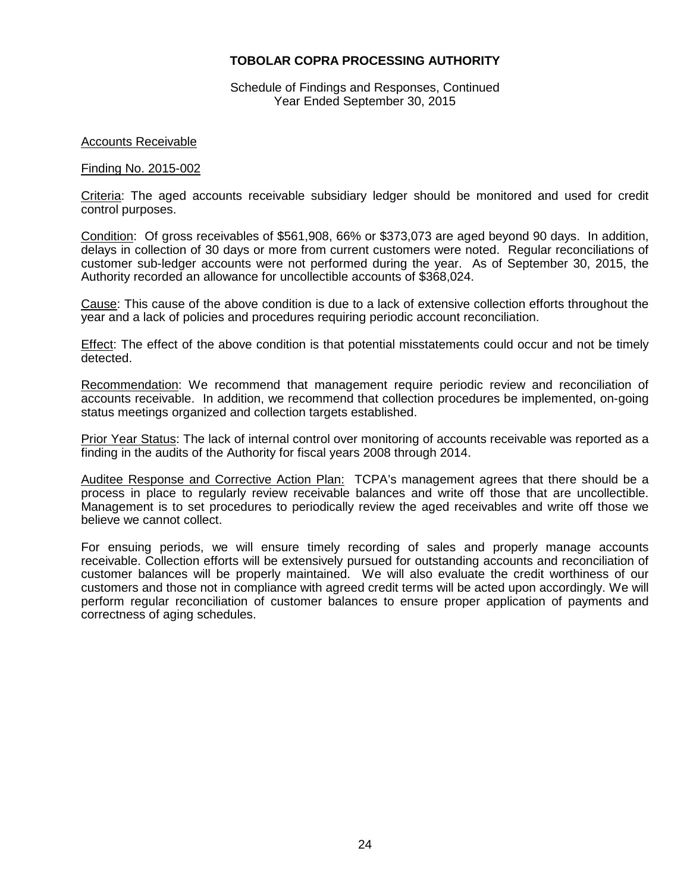**TOBOLAR COPRA PROCESSING AUTHORITY**

Schedule of Findings and Responses, Continued
Year Ended September 30, 2015

Accounts Receivable

Finding No. 2015-002

Criteria: The aged accounts receivable subsidiary ledger should be monitored and used for credit control purposes.

Condition: Of gross receivables of $561,908, 66% or $373,073 are aged beyond 90 days. In addition, delays in collection of 30 days or more from current customers were noted. Regular reconciliations of customer sub-ledger accounts were not performed during the year. As of September 30, 2015, the Authority recorded an allowance for uncollectible accounts of $368,024.

Cause: This cause of the above condition is due to a lack of extensive collection efforts throughout the year and a lack of policies and procedures requiring periodic account reconciliation.

Effect: The effect of the above condition is that potential misstatements could occur and not be timely detected.

Recommendation: We recommend that management require periodic review and reconciliation of accounts receivable. In addition, we recommend that collection procedures be implemented, on-going status meetings organized and collection targets established.

Prior Year Status: The lack of internal control over monitoring of accounts receivable was reported as a finding in the audits of the Authority for fiscal years 2008 through 2014.

Auditee Response and Corrective Action Plan: TCPA's management agrees that there should be a process in place to regularly review receivable balances and write off those that are uncollectible. Management is to set procedures to periodically review the aged receivables and write off those we believe we cannot collect.

For ensuing periods, we will ensure timely recording of sales and properly manage accounts receivable. Collection efforts will be extensively pursued for outstanding accounts and reconciliation of customer balances will be properly maintained. We will also evaluate the credit worthiness of our customers and those not in compliance with agreed credit terms will be acted upon accordingly. We will perform regular reconciliation of customer balances to ensure proper application of payments and correctness of aging schedules.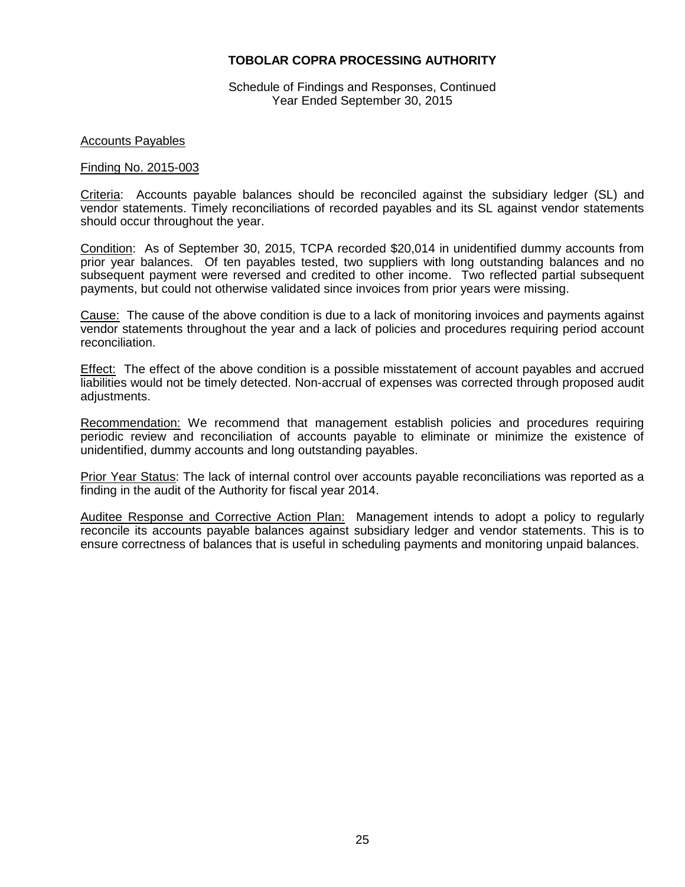**TOBOLAR COPRA PROCESSING AUTHORITY**

Schedule of Findings and Responses, Continued
Year Ended September 30, 2015

Accounts Payables

Finding No. 2015-003

Criteria: Accounts payable balances should be reconciled against the subsidiary ledger (SL) and vendor statements. Timely reconciliations of recorded payables and its SL against vendor statements should occur throughout the year.

Condition: As of September 30, 2015, TCPA recorded $20,014 in unidentified dummy accounts from prior year balances. Of ten payables tested, two suppliers with long outstanding balances and no subsequent payment were reversed and credited to other income. Two reflected partial subsequent payments, but could not otherwise validated since invoices from prior years were missing.

Cause: The cause of the above condition is due to a lack of monitoring invoices and payments against vendor statements throughout the year and a lack of policies and procedures requiring period account reconciliation.

Effect: The effect of the above condition is a possible misstatement of account payables and accrued liabilities would not be timely detected. Non-accrual of expenses was corrected through proposed audit adjustments.

Recommendation: We recommend that management establish policies and procedures requiring periodic review and reconciliation of accounts payable to eliminate or minimize the existence of unidentified, dummy accounts and long outstanding payables.

Prior Year Status: The lack of internal control over accounts payable reconciliations was reported as a finding in the audit of the Authority for fiscal year 2014.

Auditee Response and Corrective Action Plan: Management intends to adopt a policy to regularly reconcile its accounts payable balances against subsidiary ledger and vendor statements. This is to ensure correctness of balances that is useful in scheduling payments and monitoring unpaid balances.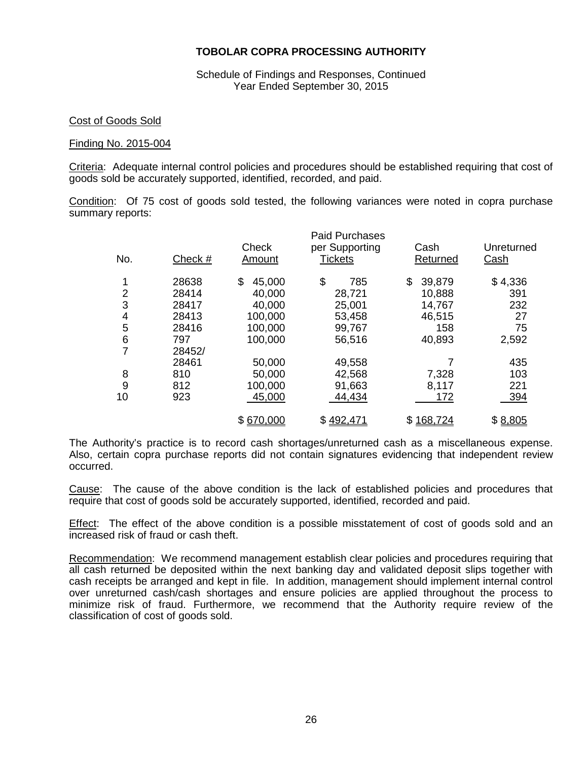**TOBOLAR COPRA PROCESSING AUTHORITY**

Schedule of Findings and Responses, Continued
Year Ended September 30, 2015

Cost of Goods Sold

Finding No. 2015-004

Criteria: Adequate internal control policies and procedures should be established requiring that cost of goods sold be accurately supported, identified, recorded, and paid.

Condition: Of 75 cost of goods sold tested, the following variances were noted in copra purchase summary reports:

| No. | Check # | Check Amount | Paid Purchases per Supporting Tickets | Cash Returned | Unreturned Cash |
|---|---|---|---|---|---|
| 1 | 28638 | $ 45,000 | $ 785 | $ 39,879 | $ 4,336 |
| 2 | 28414 | 40,000 | 28,721 | 10,888 | 391 |
| 3 | 28417 | 40,000 | 25,001 | 14,767 | 232 |
| 4 | 28413 | 100,000 | 53,458 | 46,515 | 27 |
| 5 | 28416 | 100,000 | 99,767 | 158 | 75 |
| 6 | 797 | 100,000 | 56,516 | 40,893 | 2,592 |
| 7 | 28452/ 28461 | 50,000 | 49,558 | 7 | 435 |
| 8 | 810 | 50,000 | 42,568 | 7,328 | 103 |
| 9 | 812 | 100,000 | 91,663 | 8,117 | 221 |
| 10 | 923 | 45,000 | 44,434 | 172 | 394 |
| | | $ 670,000 | $ 492,471 | $ 168,724 | $ 8,805 |

The Authority's practice is to record cash shortages/unreturned cash as a miscellaneous expense. Also, certain copra purchase reports did not contain signatures evidencing that independent review occurred.

Cause: The cause of the above condition is the lack of established policies and procedures that require that cost of goods sold be accurately supported, identified, recorded and paid.

Effect: The effect of the above condition is a possible misstatement of cost of goods sold and an increased risk of fraud or cash theft.

Recommendation: We recommend management establish clear policies and procedures requiring that all cash returned be deposited within the next banking day and validated deposit slips together with cash receipts be arranged and kept in file. In addition, management should implement internal control over unreturned cash/cash shortages and ensure policies are applied throughout the process to minimize risk of fraud. Furthermore, we recommend that the Authority require review of the classification of cost of goods sold.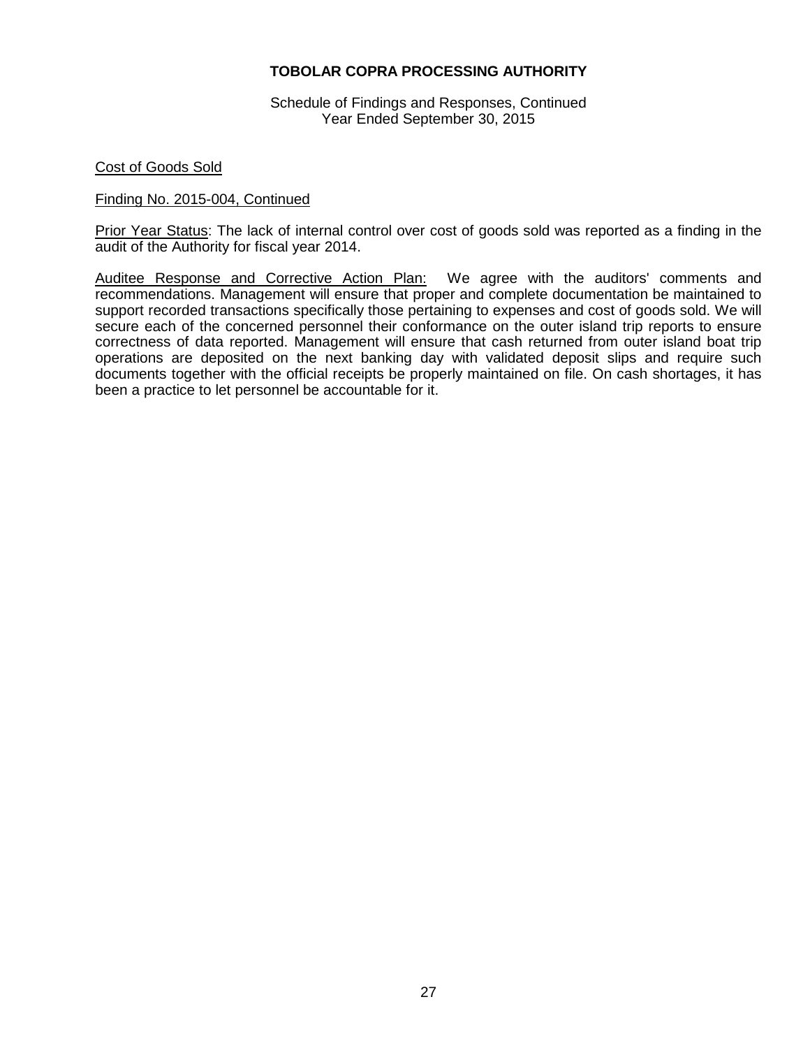**TOBOLAR COPRA PROCESSING AUTHORITY**

Schedule of Findings and Responses, Continued
Year Ended September 30, 2015

Cost of Goods Sold

Finding No. 2015-004, Continued

Prior Year Status: The lack of internal control over cost of goods sold was reported as a finding in the audit of the Authority for fiscal year 2014.

Auditee Response and Corrective Action Plan: We agree with the auditors' comments and recommendations. Management will ensure that proper and complete documentation be maintained to support recorded transactions specifically those pertaining to expenses and cost of goods sold. We will secure each of the concerned personnel their conformance on the outer island trip reports to ensure correctness of data reported. Management will ensure that cash returned from outer island boat trip operations are deposited on the next banking day with validated deposit slips and require such documents together with the official receipts be properly maintained on file. On cash shortages, it has been a practice to let personnel be accountable for it.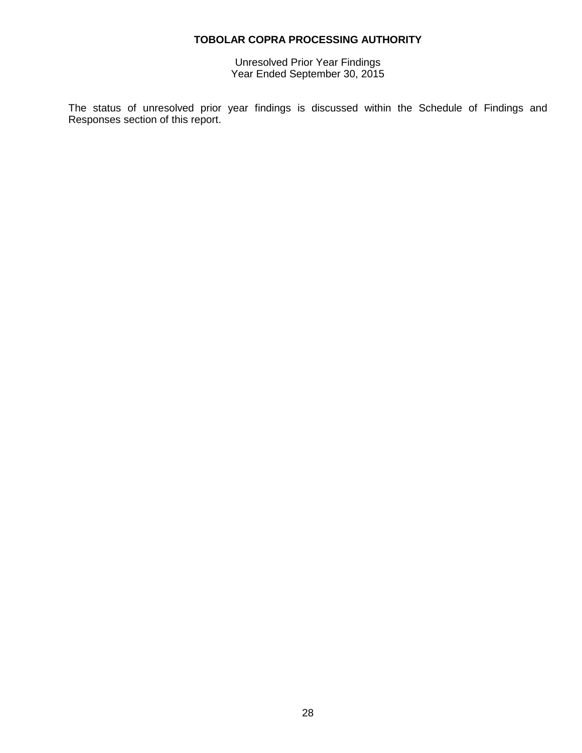**TOBOLAR COPRA PROCESSING AUTHORITY**

Unresolved Prior Year Findings
Year Ended September 30, 2015

The status of unresolved prior year findings is discussed within the Schedule of Findings and Responses section of this report.